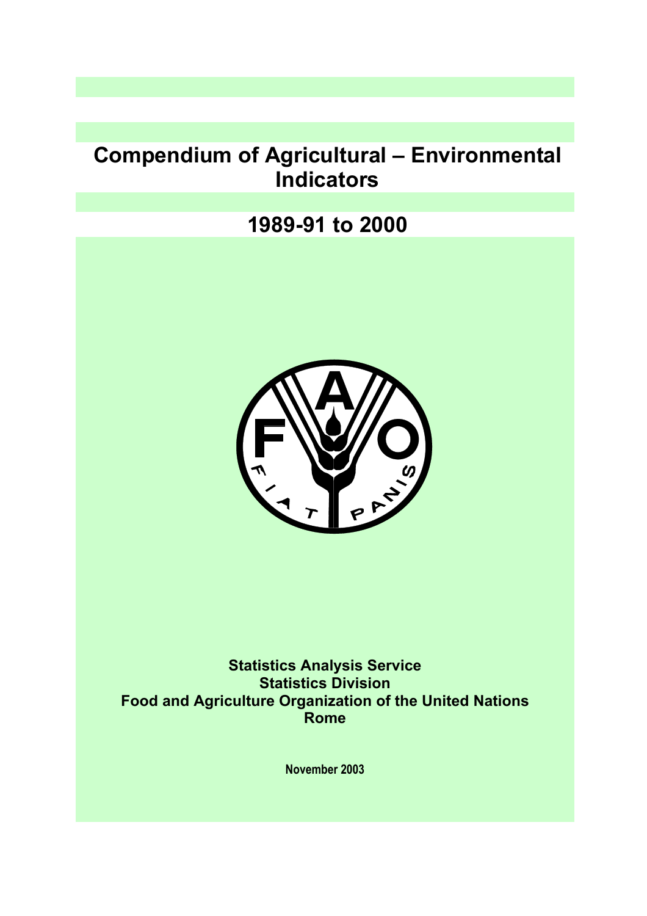# Compendium of Agricultural – Environmental Indicators

## 1989-91 to 2000

**Statistics Analysis Service**
**Statistics Division**
**Food and Agriculture Organization of the United Nations**
**Rome**

**November 2003**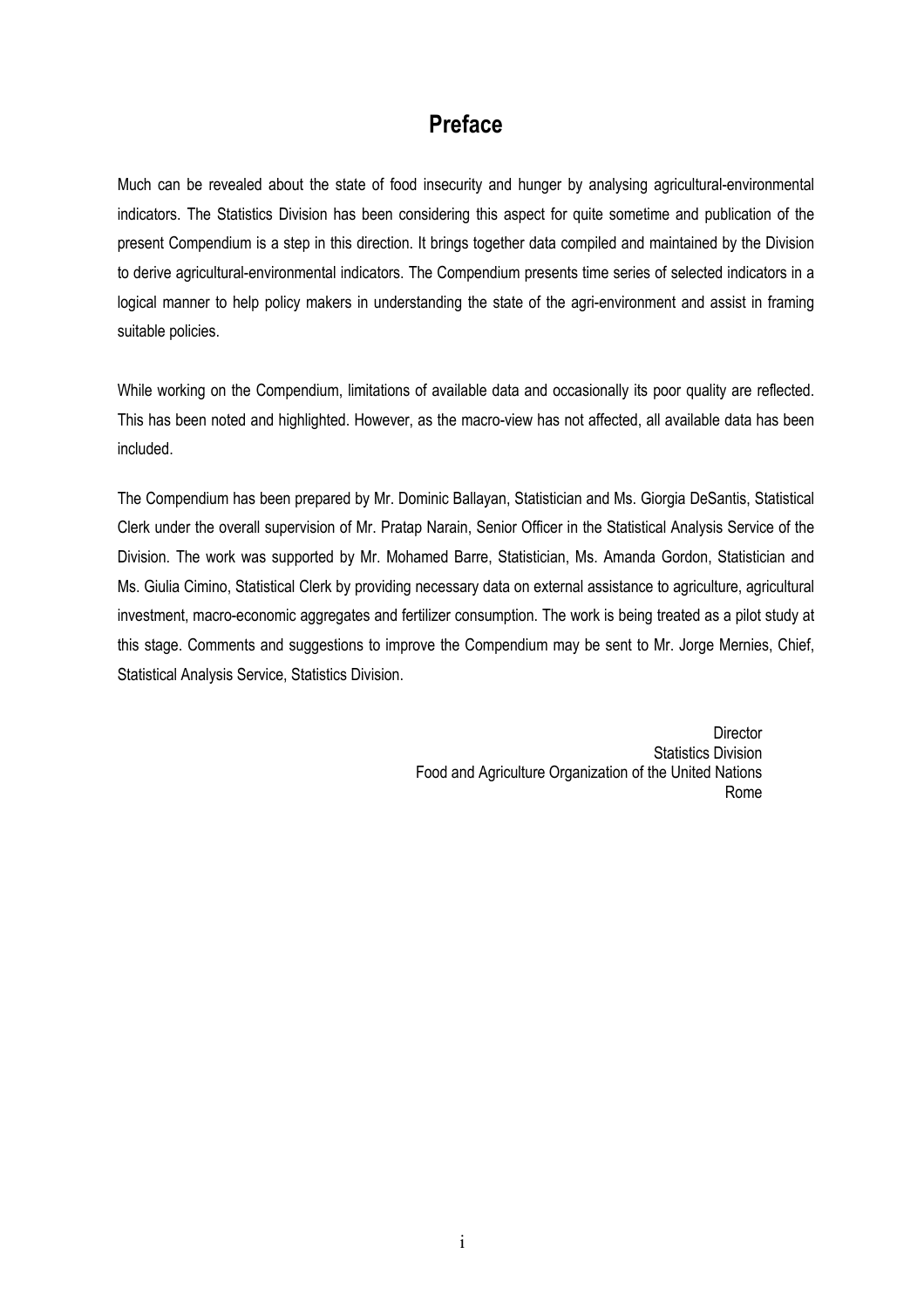# Preface

Much can be revealed about the state of food insecurity and hunger by analysing agricultural-environmental indicators. The Statistics Division has been considering this aspect for quite sometime and publication of the present Compendium is a step in this direction. It brings together data compiled and maintained by the Division to derive agricultural-environmental indicators. The Compendium presents time series of selected indicators in a logical manner to help policy makers in understanding the state of the agri-environment and assist in framing suitable policies.

While working on the Compendium, limitations of available data and occasionally its poor quality are reflected. This has been noted and highlighted. However, as the macro-view has not affected, all available data has been included.

The Compendium has been prepared by Mr. Dominic Ballayan, Statistician and Ms. Giorgia DeSantis, Statistical Clerk under the overall supervision of Mr. Pratap Narain, Senior Officer in the Statistical Analysis Service of the Division. The work was supported by Mr. Mohamed Barre, Statistician, Ms. Amanda Gordon, Statistician and Ms. Giulia Cimino, Statistical Clerk by providing necessary data on external assistance to agriculture, agricultural investment, macro-economic aggregates and fertilizer consumption. The work is being treated as a pilot study at this stage. Comments and suggestions to improve the Compendium may be sent to Mr. Jorge Mernies, Chief, Statistical Analysis Service, Statistics Division.

Director  
Statistics Division  
Food and Agriculture Organization of the United Nations  
Rome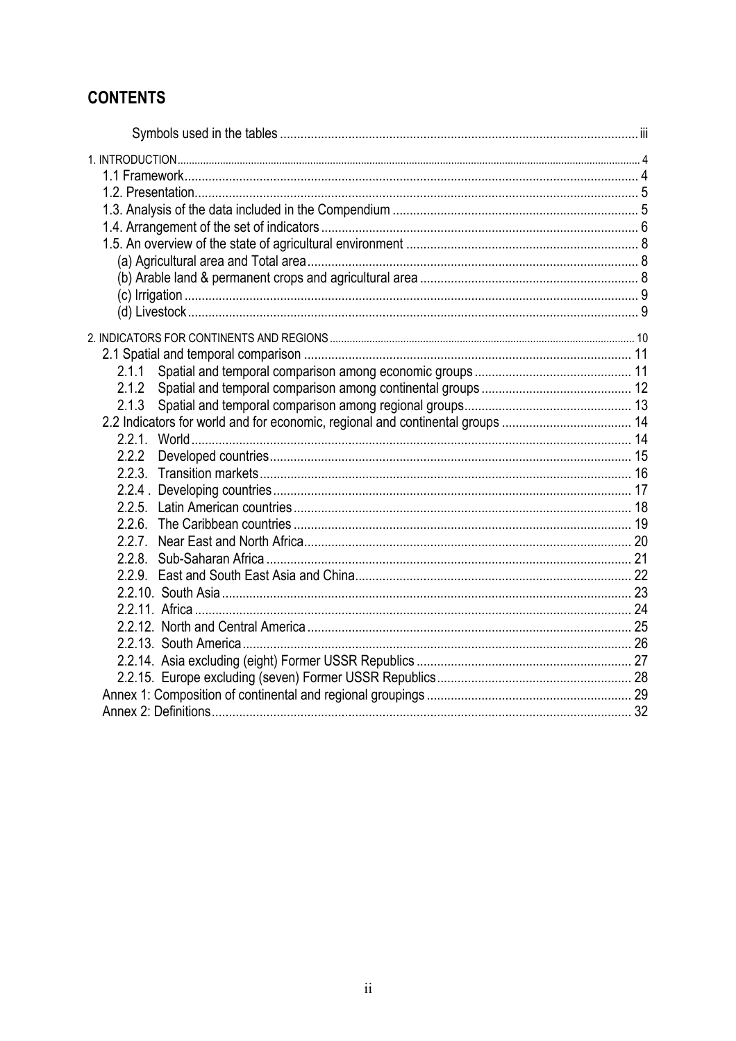## CONTENTS

Symbols used in the tables ..... iii

1. INTRODUCTION ..... 4
   - 1.1 Framework ..... 4
   - 1.2. Presentation ..... 5
   - 1.3. Analysis of the data included in the Compendium ..... 5
   - 1.4. Arrangement of the set of indicators ..... 6
   - 1.5. An overview of the state of agricultural environment ..... 8
     - (a) Agricultural area and Total area ..... 8
     - (b) Arable land & permanent crops and agricultural area ..... 8
     - (c) Irrigation ..... 9
     - (d) Livestock ..... 9

2. INDICATORS FOR CONTINENTS AND REGIONS ..... 10
   - 2.1 Spatial and temporal comparison ..... 11
     - 2.1.1 Spatial and temporal comparison among economic groups ..... 11
     - 2.1.2 Spatial and temporal comparison among continental groups ..... 12
     - 2.1.3 Spatial and temporal comparison among regional groups ..... 13
   - 2.2 Indicators for world and for economic, regional and continental groups ..... 14
     - 2.2.1. World ..... 14
     - 2.2.2 Developed countries ..... 15
     - 2.2.3. Transition markets ..... 16
     - 2.2.4 . Developing countries ..... 17
     - 2.2.5. Latin American countries ..... 18
     - 2.2.6. The Caribbean countries ..... 19
     - 2.2.7. Near East and North Africa ..... 20
     - 2.2.8. Sub-Saharan Africa ..... 21
     - 2.2.9. East and South East Asia and China ..... 22
     - 2.2.10. South Asia ..... 23
     - 2.2.11. Africa ..... 24
     - 2.2.12. North and Central America ..... 25
     - 2.2.13. South America ..... 26
     - 2.2.14. Asia excluding (eight) Former USSR Republics ..... 27
     - 2.2.15. Europe excluding (seven) Former USSR Republics ..... 28
   - Annex 1: Composition of continental and regional groupings ..... 29
   - Annex 2: Definitions ..... 32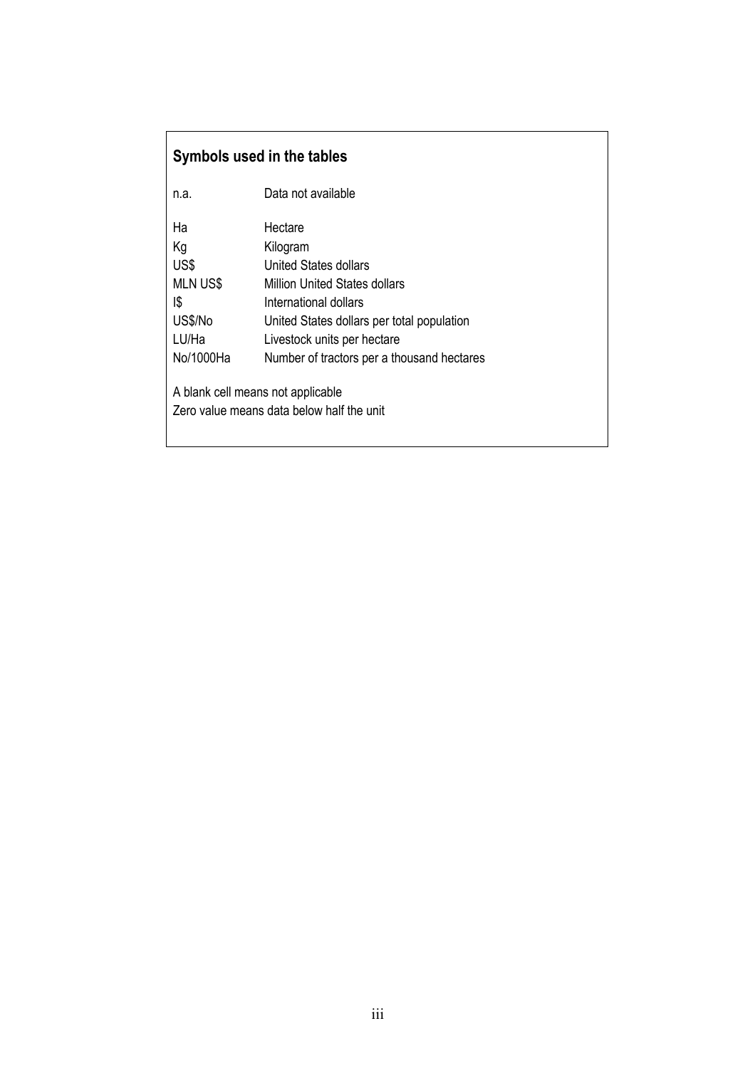## Symbols used in the tables

| | |
|---|---|
| n.a. | Data not available |
| Ha | Hectare |
| Kg | Kilogram |
| US$ | United States dollars |
| MLN US$ | Million United States dollars |
| I$ | International dollars |
| US$/No | United States dollars per total population |
| LU/Ha | Livestock units per hectare |
| No/1000Ha | Number of tractors per a thousand hectares |

A blank cell means not applicable

Zero value means data below half the unit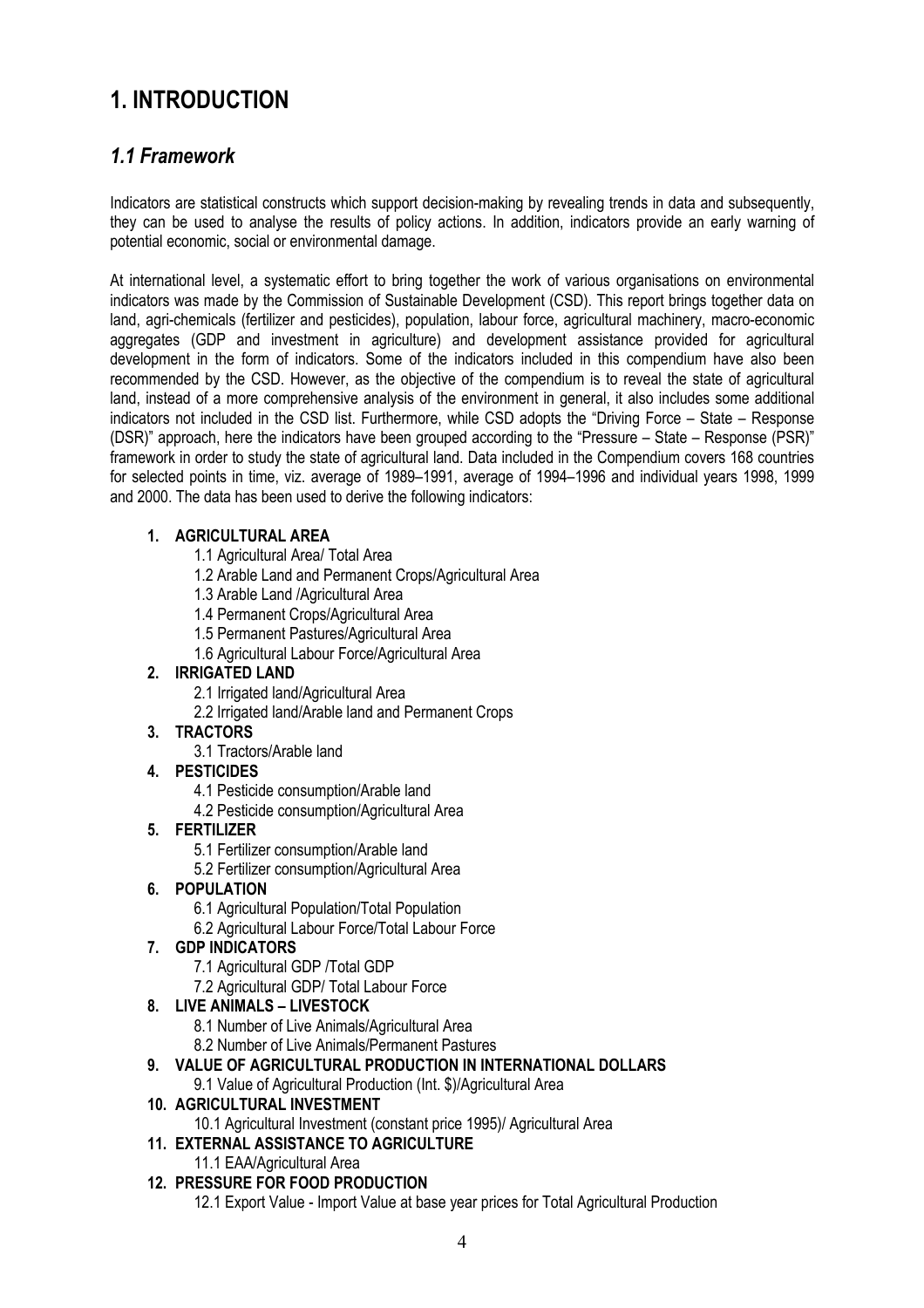# 1. INTRODUCTION

## *1.1 Framework*

Indicators are statistical constructs which support decision-making by revealing trends in data and subsequently, they can be used to analyse the results of policy actions. In addition, indicators provide an early warning of potential economic, social or environmental damage.

At international level, a systematic effort to bring together the work of various organisations on environmental indicators was made by the Commission of Sustainable Development (CSD). This report brings together data on land, agri-chemicals (fertilizer and pesticides), population, labour force, agricultural machinery, macro-economic aggregates (GDP and investment in agriculture) and development assistance provided for agricultural development in the form of indicators. Some of the indicators included in this compendium have also been recommended by the CSD. However, as the objective of the compendium is to reveal the state of agricultural land, instead of a more comprehensive analysis of the environment in general, it also includes some additional indicators not included in the CSD list. Furthermore, while CSD adopts the "Driving Force – State – Response (DSR)" approach, here the indicators have been grouped according to the "Pressure – State – Response (PSR)" framework in order to study the state of agricultural land. Data included in the Compendium covers 168 countries for selected points in time, viz. average of 1989–1991, average of 1994–1996 and individual years 1998, 1999 and 2000. The data has been used to derive the following indicators:

1. **AGRICULTURAL AREA**
    - 1.1 Agricultural Area/ Total Area
    - 1.2 Arable Land and Permanent Crops/Agricultural Area
    - 1.3 Arable Land /Agricultural Area
    - 1.4 Permanent Crops/Agricultural Area
    - 1.5 Permanent Pastures/Agricultural Area
    - 1.6 Agricultural Labour Force/Agricultural Area
2. **IRRIGATED LAND**
    - 2.1 Irrigated land/Agricultural Area
    - 2.2 Irrigated land/Arable land and Permanent Crops
3. **TRACTORS**
    - 3.1 Tractors/Arable land
4. **PESTICIDES**
    - 4.1 Pesticide consumption/Arable land
    - 4.2 Pesticide consumption/Agricultural Area
5. **FERTILIZER**
    - 5.1 Fertilizer consumption/Arable land
    - 5.2 Fertilizer consumption/Agricultural Area
6. **POPULATION**
    - 6.1 Agricultural Population/Total Population
    - 6.2 Agricultural Labour Force/Total Labour Force
7. **GDP INDICATORS**
    - 7.1 Agricultural GDP /Total GDP
    - 7.2 Agricultural GDP/ Total Labour Force
8. **LIVE ANIMALS – LIVESTOCK**
    - 8.1 Number of Live Animals/Agricultural Area
    - 8.2 Number of Live Animals/Permanent Pastures
9. **VALUE OF AGRICULTURAL PRODUCTION IN INTERNATIONAL DOLLARS**
    - 9.1 Value of Agricultural Production (Int. $)/Agricultural Area
10. **AGRICULTURAL INVESTMENT**
    - 10.1 Agricultural Investment (constant price 1995)/ Agricultural Area
11. **EXTERNAL ASSISTANCE TO AGRICULTURE**
    - 11.1 EAA/Agricultural Area
12. **PRESSURE FOR FOOD PRODUCTION**
    - 12.1 Export Value - Import Value at base year prices for Total Agricultural Production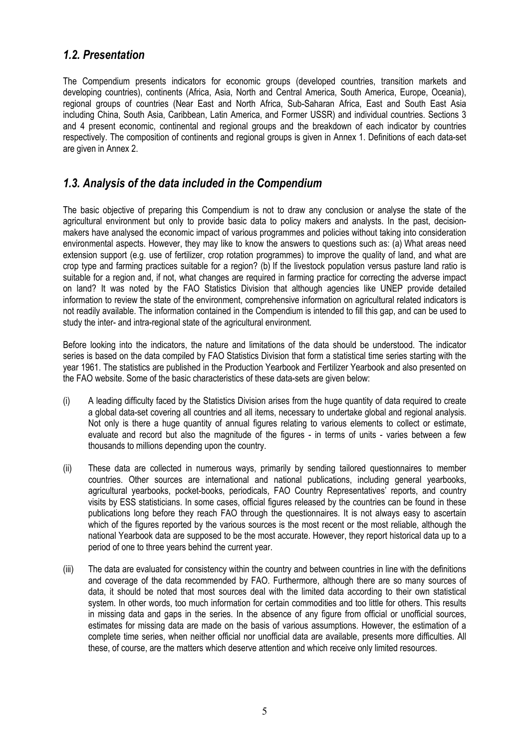## *1.2. Presentation*

The Compendium presents indicators for economic groups (developed countries, transition markets and developing countries), continents (Africa, Asia, North and Central America, South America, Europe, Oceania), regional groups of countries (Near East and North Africa, Sub-Saharan Africa, East and South East Asia including China, South Asia, Caribbean, Latin America, and Former USSR) and individual countries. Sections 3 and 4 present economic, continental and regional groups and the breakdown of each indicator by countries respectively. The composition of continents and regional groups is given in Annex 1. Definitions of each data-set are given in Annex 2.

## *1.3. Analysis of the data included in the Compendium*

The basic objective of preparing this Compendium is not to draw any conclusion or analyse the state of the agricultural environment but only to provide basic data to policy makers and analysts. In the past, decision-makers have analysed the economic impact of various programmes and policies without taking into consideration environmental aspects. However, they may like to know the answers to questions such as: (a) What areas need extension support (e.g. use of fertilizer, crop rotation programmes) to improve the quality of land, and what are crop type and farming practices suitable for a region? (b) If the livestock population versus pasture land ratio is suitable for a region and, if not, what changes are required in farming practice for correcting the adverse impact on land? It was noted by the FAO Statistics Division that although agencies like UNEP provide detailed information to review the state of the environment, comprehensive information on agricultural related indicators is not readily available. The information contained in the Compendium is intended to fill this gap, and can be used to study the inter- and intra-regional state of the agricultural environment.

Before looking into the indicators, the nature and limitations of the data should be understood. The indicator series is based on the data compiled by FAO Statistics Division that form a statistical time series starting with the year 1961. The statistics are published in the Production Yearbook and Fertilizer Yearbook and also presented on the FAO website. Some of the basic characteristics of these data-sets are given below:

(i) A leading difficulty faced by the Statistics Division arises from the huge quantity of data required to create a global data-set covering all countries and all items, necessary to undertake global and regional analysis. Not only is there a huge quantity of annual figures relating to various elements to collect or estimate, evaluate and record but also the magnitude of the figures - in terms of units - varies between a few thousands to millions depending upon the country.

(ii) These data are collected in numerous ways, primarily by sending tailored questionnaires to member countries. Other sources are international and national publications, including general yearbooks, agricultural yearbooks, pocket-books, periodicals, FAO Country Representatives' reports, and country visits by ESS statisticians. In some cases, official figures released by the countries can be found in these publications long before they reach FAO through the questionnaires. It is not always easy to ascertain which of the figures reported by the various sources is the most recent or the most reliable, although the national Yearbook data are supposed to be the most accurate. However, they report historical data up to a period of one to three years behind the current year.

(iii) The data are evaluated for consistency within the country and between countries in line with the definitions and coverage of the data recommended by FAO. Furthermore, although there are so many sources of data, it should be noted that most sources deal with the limited data according to their own statistical system. In other words, too much information for certain commodities and too little for others. This results in missing data and gaps in the series. In the absence of any figure from official or unofficial sources, estimates for missing data are made on the basis of various assumptions. However, the estimation of a complete time series, when neither official nor unofficial data are available, presents more difficulties. All these, of course, are the matters which deserve attention and which receive only limited resources.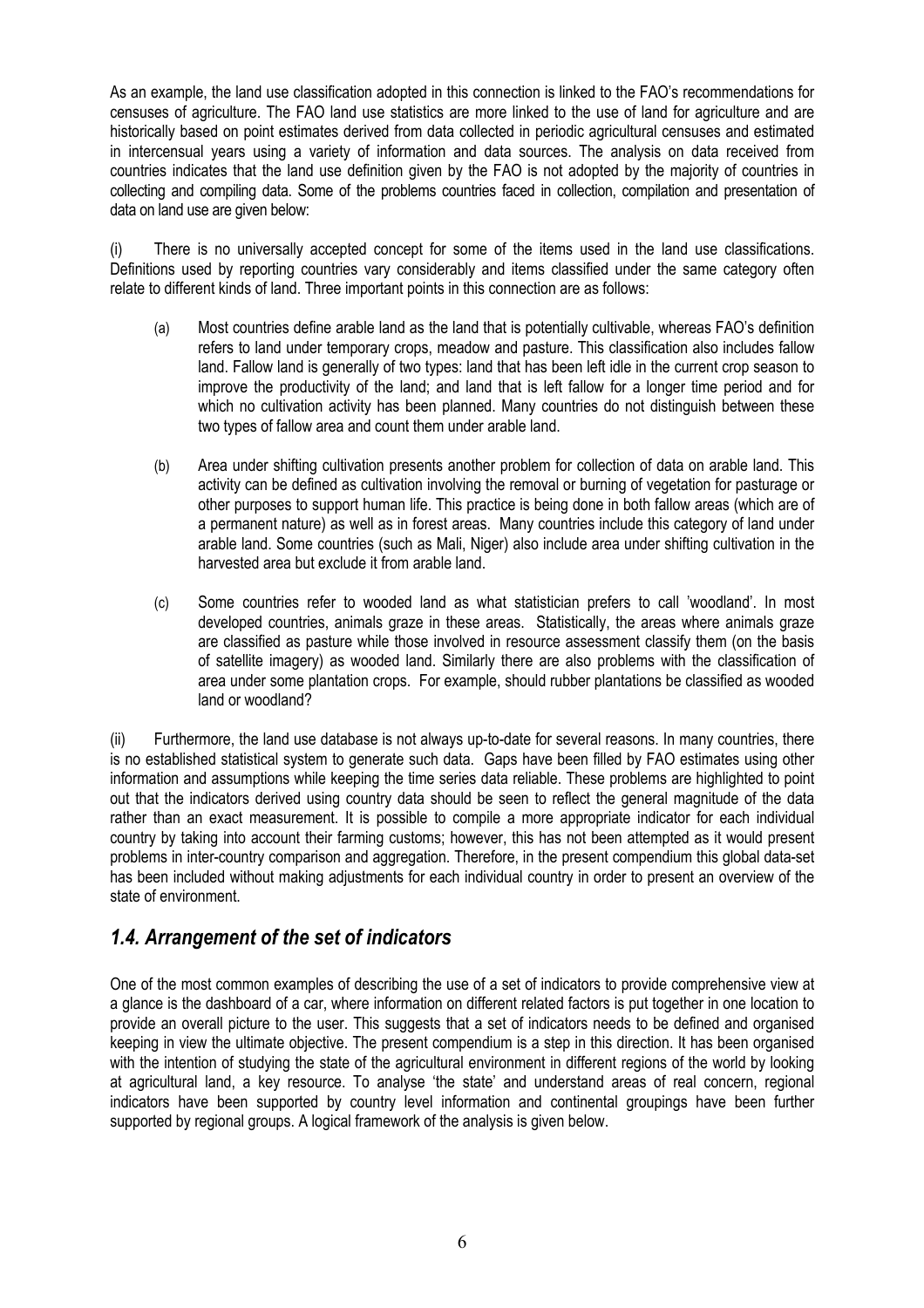As an example, the land use classification adopted in this connection is linked to the FAO's recommendations for censuses of agriculture. The FAO land use statistics are more linked to the use of land for agriculture and are historically based on point estimates derived from data collected in periodic agricultural censuses and estimated in intercensual years using a variety of information and data sources. The analysis on data received from countries indicates that the land use definition given by the FAO is not adopted by the majority of countries in collecting and compiling data. Some of the problems countries faced in collection, compilation and presentation of data on land use are given below:

(i) There is no universally accepted concept for some of the items used in the land use classifications. Definitions used by reporting countries vary considerably and items classified under the same category often relate to different kinds of land. Three important points in this connection are as follows:

(a) Most countries define arable land as the land that is potentially cultivable, whereas FAO's definition refers to land under temporary crops, meadow and pasture. This classification also includes fallow land. Fallow land is generally of two types: land that has been left idle in the current crop season to improve the productivity of the land; and land that is left fallow for a longer time period and for which no cultivation activity has been planned. Many countries do not distinguish between these two types of fallow area and count them under arable land.

(b) Area under shifting cultivation presents another problem for collection of data on arable land. This activity can be defined as cultivation involving the removal or burning of vegetation for pasturage or other purposes to support human life. This practice is being done in both fallow areas (which are of a permanent nature) as well as in forest areas. Many countries include this category of land under arable land. Some countries (such as Mali, Niger) also include area under shifting cultivation in the harvested area but exclude it from arable land.

(c) Some countries refer to wooded land as what statistician prefers to call 'woodland'. In most developed countries, animals graze in these areas. Statistically, the areas where animals graze are classified as pasture while those involved in resource assessment classify them (on the basis of satellite imagery) as wooded land. Similarly there are also problems with the classification of area under some plantation crops. For example, should rubber plantations be classified as wooded land or woodland?

(ii) Furthermore, the land use database is not always up-to-date for several reasons. In many countries, there is no established statistical system to generate such data. Gaps have been filled by FAO estimates using other information and assumptions while keeping the time series data reliable. These problems are highlighted to point out that the indicators derived using country data should be seen to reflect the general magnitude of the data rather than an exact measurement. It is possible to compile a more appropriate indicator for each individual country by taking into account their farming customs; however, this has not been attempted as it would present problems in inter-country comparison and aggregation. Therefore, in the present compendium this global data-set has been included without making adjustments for each individual country in order to present an overview of the state of environment.

## *1.4. Arrangement of the set of indicators*

One of the most common examples of describing the use of a set of indicators to provide comprehensive view at a glance is the dashboard of a car, where information on different related factors is put together in one location to provide an overall picture to the user. This suggests that a set of indicators needs to be defined and organised keeping in view the ultimate objective. The present compendium is a step in this direction. It has been organised with the intention of studying the state of the agricultural environment in different regions of the world by looking at agricultural land, a key resource. To analyse 'the state' and understand areas of real concern, regional indicators have been supported by country level information and continental groupings have been further supported by regional groups. A logical framework of the analysis is given below.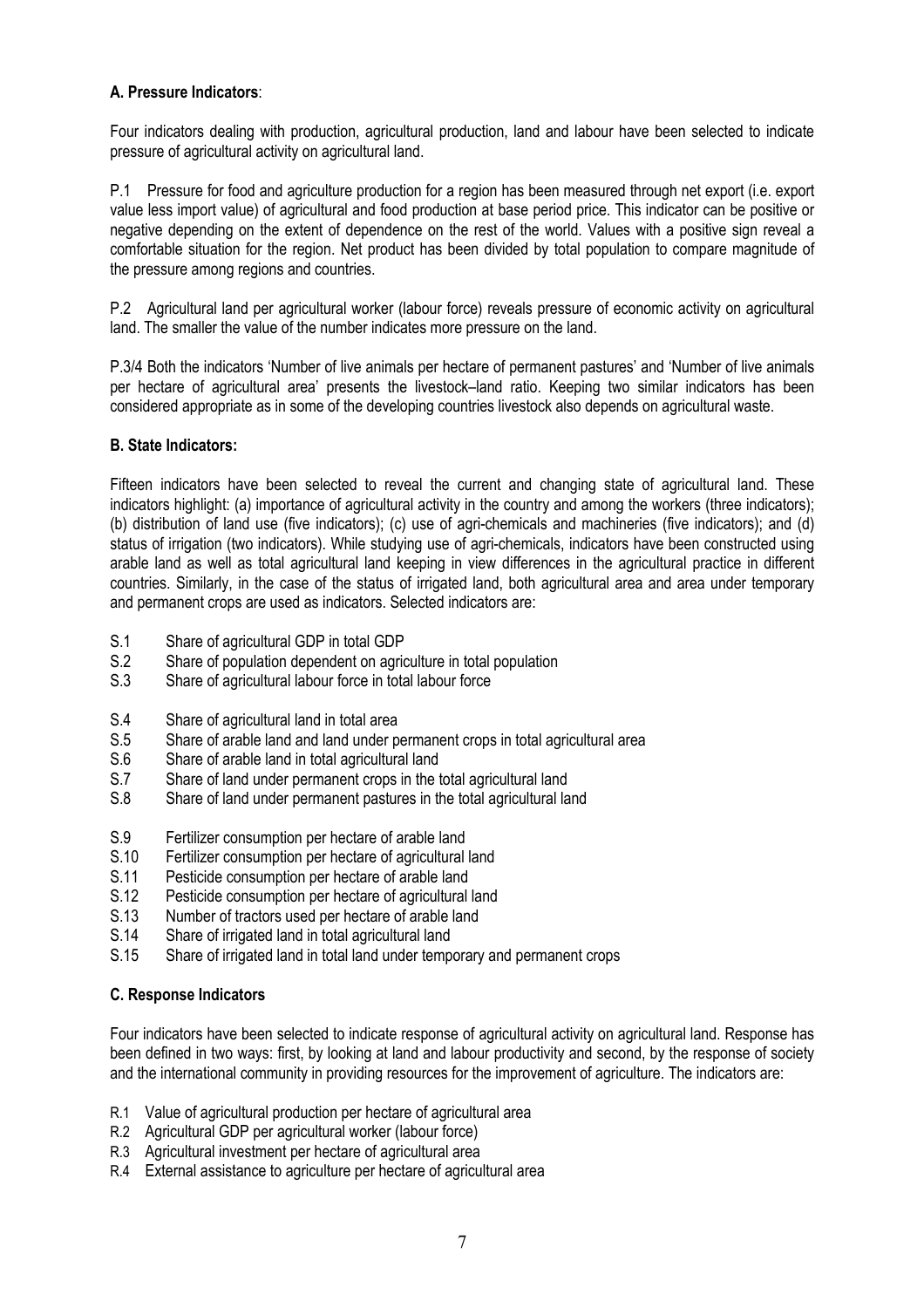**A. Pressure Indicators**:

Four indicators dealing with production, agricultural production, land and labour have been selected to indicate pressure of agricultural activity on agricultural land.

P.1 Pressure for food and agriculture production for a region has been measured through net export (i.e. export value less import value) of agricultural and food production at base period price. This indicator can be positive or negative depending on the extent of dependence on the rest of the world. Values with a positive sign reveal a comfortable situation for the region. Net product has been divided by total population to compare magnitude of the pressure among regions and countries.

P.2 Agricultural land per agricultural worker (labour force) reveals pressure of economic activity on agricultural land. The smaller the value of the number indicates more pressure on the land.

P.3/4 Both the indicators 'Number of live animals per hectare of permanent pastures' and 'Number of live animals per hectare of agricultural area' presents the livestock–land ratio. Keeping two similar indicators has been considered appropriate as in some of the developing countries livestock also depends on agricultural waste.

**B. State Indicators:**

Fifteen indicators have been selected to reveal the current and changing state of agricultural land. These indicators highlight: (a) importance of agricultural activity in the country and among the workers (three indicators); (b) distribution of land use (five indicators); (c) use of agri-chemicals and machineries (five indicators); and (d) status of irrigation (two indicators). While studying use of agri-chemicals, indicators have been constructed using arable land as well as total agricultural land keeping in view differences in the agricultural practice in different countries. Similarly, in the case of the status of irrigated land, both agricultural area and area under temporary and permanent crops are used as indicators. Selected indicators are:

- S.1 Share of agricultural GDP in total GDP
- S.2 Share of population dependent on agriculture in total population
- S.3 Share of agricultural labour force in total labour force

- S.4 Share of agricultural land in total area
- S.5 Share of arable land and land under permanent crops in total agricultural area
- S.6 Share of arable land in total agricultural land
- S.7 Share of land under permanent crops in the total agricultural land
- S.8 Share of land under permanent pastures in the total agricultural land

- S.9 Fertilizer consumption per hectare of arable land
- S.10 Fertilizer consumption per hectare of agricultural land
- S.11 Pesticide consumption per hectare of arable land
- S.12 Pesticide consumption per hectare of agricultural land
- S.13 Number of tractors used per hectare of arable land
- S.14 Share of irrigated land in total agricultural land
- S.15 Share of irrigated land in total land under temporary and permanent crops

**C. Response Indicators**

Four indicators have been selected to indicate response of agricultural activity on agricultural land. Response has been defined in two ways: first, by looking at land and labour productivity and second, by the response of society and the international community in providing resources for the improvement of agriculture. The indicators are:

- R.1 Value of agricultural production per hectare of agricultural area
- R.2 Agricultural GDP per agricultural worker (labour force)
- R.3 Agricultural investment per hectare of agricultural area
- R.4 External assistance to agriculture per hectare of agricultural area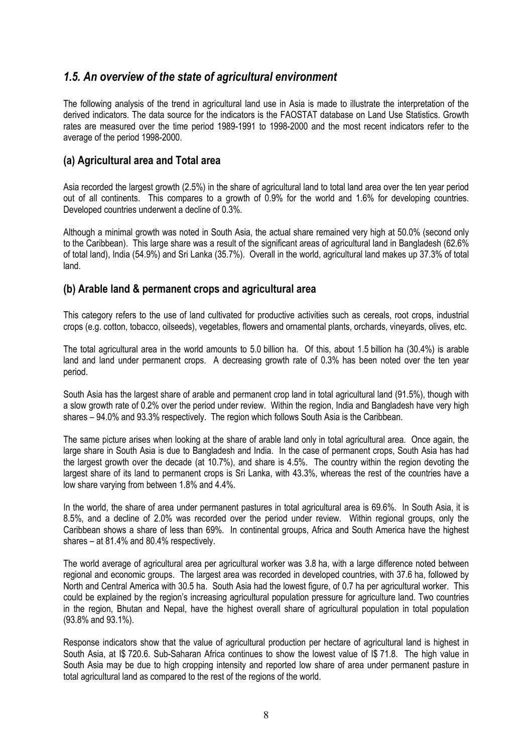## *1.5. An overview of the state of agricultural environment*

The following analysis of the trend in agricultural land use in Asia is made to illustrate the interpretation of the derived indicators. The data source for the indicators is the FAOSTAT database on Land Use Statistics. Growth rates are measured over the time period 1989-1991 to 1998-2000 and the most recent indicators refer to the average of the period 1998-2000.

### (a) Agricultural area and Total area

Asia recorded the largest growth (2.5%) in the share of agricultural land to total land area over the ten year period out of all continents. This compares to a growth of 0.9% for the world and 1.6% for developing countries. Developed countries underwent a decline of 0.3%.

Although a minimal growth was noted in South Asia, the actual share remained very high at 50.0% (second only to the Caribbean). This large share was a result of the significant areas of agricultural land in Bangladesh (62.6% of total land), India (54.9%) and Sri Lanka (35.7%). Overall in the world, agricultural land makes up 37.3% of total land.

### (b) Arable land & permanent crops and agricultural area

This category refers to the use of land cultivated for productive activities such as cereals, root crops, industrial crops (e.g. cotton, tobacco, oilseeds), vegetables, flowers and ornamental plants, orchards, vineyards, olives, etc.

The total agricultural area in the world amounts to 5.0 billion ha. Of this, about 1.5 billion ha (30.4%) is arable land and land under permanent crops. A decreasing growth rate of 0.3% has been noted over the ten year period.

South Asia has the largest share of arable and permanent crop land in total agricultural land (91.5%), though with a slow growth rate of 0.2% over the period under review. Within the region, India and Bangladesh have very high shares – 94.0% and 93.3% respectively. The region which follows South Asia is the Caribbean.

The same picture arises when looking at the share of arable land only in total agricultural area. Once again, the large share in South Asia is due to Bangladesh and India. In the case of permanent crops, South Asia has had the largest growth over the decade (at 10.7%), and share is 4.5%. The country within the region devoting the largest share of its land to permanent crops is Sri Lanka, with 43.3%, whereas the rest of the countries have a low share varying from between 1.8% and 4.4%.

In the world, the share of area under permanent pastures in total agricultural area is 69.6%. In South Asia, it is 8.5%, and a decline of 2.0% was recorded over the period under review. Within regional groups, only the Caribbean shows a share of less than 69%. In continental groups, Africa and South America have the highest shares – at 81.4% and 80.4% respectively.

The world average of agricultural area per agricultural worker was 3.8 ha, with a large difference noted between regional and economic groups. The largest area was recorded in developed countries, with 37.6 ha, followed by North and Central America with 30.5 ha. South Asia had the lowest figure, of 0.7 ha per agricultural worker. This could be explained by the region's increasing agricultural population pressure for agriculture land. Two countries in the region, Bhutan and Nepal, have the highest overall share of agricultural population in total population (93.8% and 93.1%).

Response indicators show that the value of agricultural production per hectare of agricultural land is highest in South Asia, at I$ 720.6. Sub-Saharan Africa continues to show the lowest value of I$ 71.8. The high value in South Asia may be due to high cropping intensity and reported low share of area under permanent pasture in total agricultural land as compared to the rest of the regions of the world.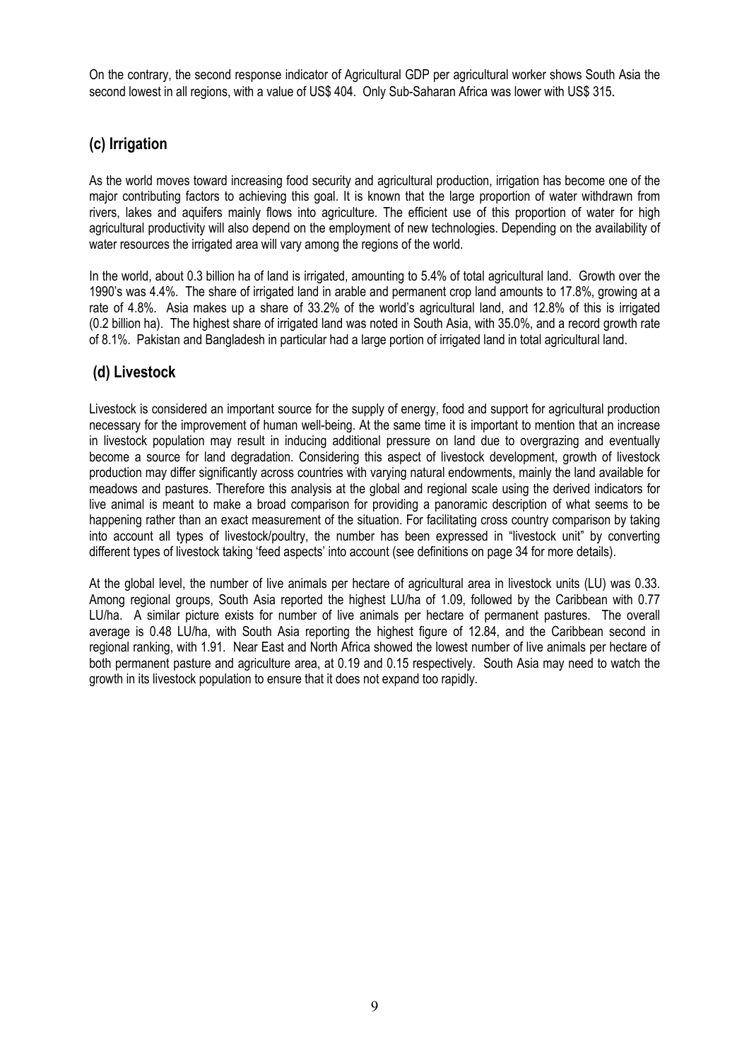On the contrary, the second response indicator of Agricultural GDP per agricultural worker shows South Asia the second lowest in all regions, with a value of US$ 404. Only Sub-Saharan Africa was lower with US$ 315.

## (c) Irrigation

As the world moves toward increasing food security and agricultural production, irrigation has become one of the major contributing factors to achieving this goal. It is known that the large proportion of water withdrawn from rivers, lakes and aquifers mainly flows into agriculture. The efficient use of this proportion of water for high agricultural productivity will also depend on the employment of new technologies. Depending on the availability of water resources the irrigated area will vary among the regions of the world.

In the world, about 0.3 billion ha of land is irrigated, amounting to 5.4% of total agricultural land. Growth over the 1990's was 4.4%. The share of irrigated land in arable and permanent crop land amounts to 17.8%, growing at a rate of 4.8%. Asia makes up a share of 33.2% of the world's agricultural land, and 12.8% of this is irrigated (0.2 billion ha). The highest share of irrigated land was noted in South Asia, with 35.0%, and a record growth rate of 8.1%. Pakistan and Bangladesh in particular had a large portion of irrigated land in total agricultural land.

## (d) Livestock

Livestock is considered an important source for the supply of energy, food and support for agricultural production necessary for the improvement of human well-being. At the same time it is important to mention that an increase in livestock population may result in inducing additional pressure on land due to overgrazing and eventually become a source for land degradation. Considering this aspect of livestock development, growth of livestock production may differ significantly across countries with varying natural endowments, mainly the land available for meadows and pastures. Therefore this analysis at the global and regional scale using the derived indicators for live animal is meant to make a broad comparison for providing a panoramic description of what seems to be happening rather than an exact measurement of the situation. For facilitating cross country comparison by taking into account all types of livestock/poultry, the number has been expressed in "livestock unit" by converting different types of livestock taking 'feed aspects' into account (see definitions on page 34 for more details).

At the global level, the number of live animals per hectare of agricultural area in livestock units (LU) was 0.33. Among regional groups, South Asia reported the highest LU/ha of 1.09, followed by the Caribbean with 0.77 LU/ha. A similar picture exists for number of live animals per hectare of permanent pastures. The overall average is 0.48 LU/ha, with South Asia reporting the highest figure of 12.84, and the Caribbean second in regional ranking, with 1.91. Near East and North Africa showed the lowest number of live animals per hectare of both permanent pasture and agriculture area, at 0.19 and 0.15 respectively. South Asia may need to watch the growth in its livestock population to ensure that it does not expand too rapidly.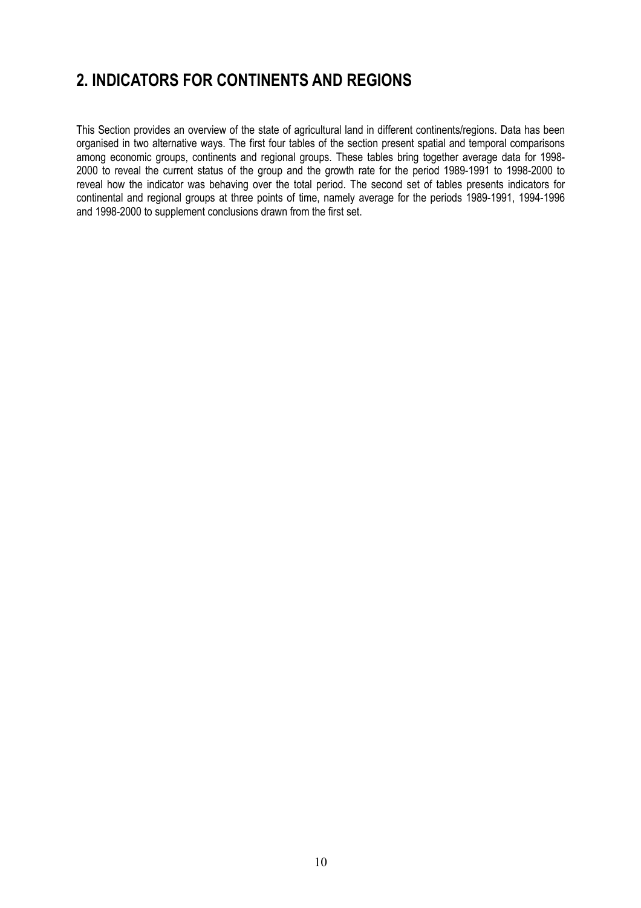## 2. INDICATORS FOR CONTINENTS AND REGIONS

This Section provides an overview of the state of agricultural land in different continents/regions. Data has been organised in two alternative ways. The first four tables of the section present spatial and temporal comparisons among economic groups, continents and regional groups. These tables bring together average data for 1998-2000 to reveal the current status of the group and the growth rate for the period 1989-1991 to 1998-2000 to reveal how the indicator was behaving over the total period. The second set of tables presents indicators for continental and regional groups at three points of time, namely average for the periods 1989-1991, 1994-1996 and 1998-2000 to supplement conclusions drawn from the first set.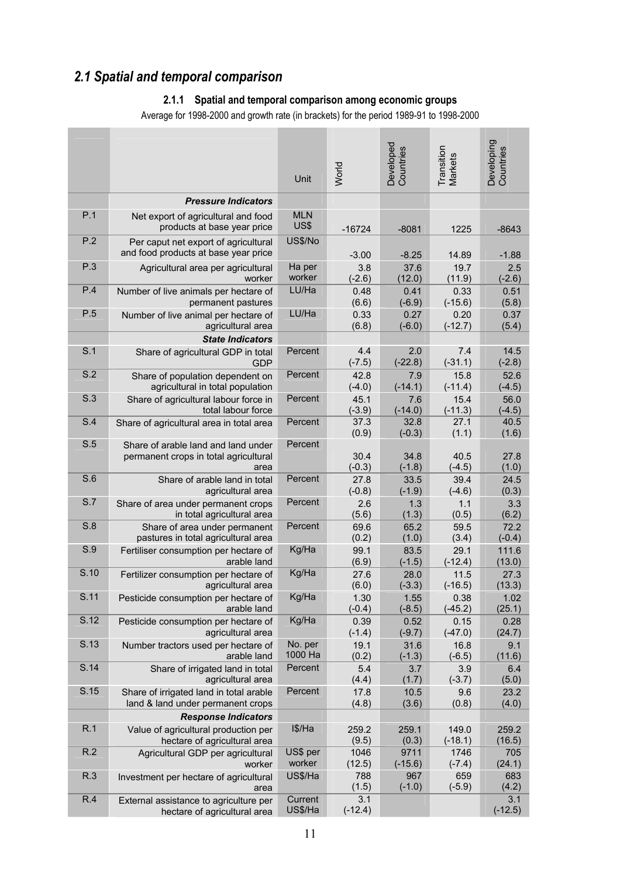## 2.1 Spatial and temporal comparison

### 2.1.1 Spatial and temporal comparison among economic groups

Average for 1998-2000 and growth rate (in brackets) for the period 1989-91 to 1998-2000

| | | Unit | World | Developed Countries | Transition Markets | Developing Countries |
|---|---|---|---|---|---|---|
| | ***Pressure Indicators*** | | | | | |
| P.1 | Net export of agricultural and food products at base year price | MLN US$ | -16724 | -8081 | 1225 | -8643 |
| P.2 | Per caput net export of agricultural and food products at base year price | US$/No | -3.00 | -8.25 | 14.89 | -1.88 |
| P.3 | Agricultural area per agricultural worker | Ha per worker | 3.8 (-2.6) | 37.6 (12.0) | 19.7 (11.9) | 2.5 (-2.6) |
| P.4 | Number of live animals per hectare of permanent pastures | LU/Ha | 0.48 (6.6) | 0.41 (-6.9) | 0.33 (-15.6) | 0.51 (5.8) |
| P.5 | Number of live animal per hectare of agricultural area | LU/Ha | 0.33 (6.8) | 0.27 (-6.0) | 0.20 (-12.7) | 0.37 (5.4) |
| | ***State Indicators*** | | | | | |
| S.1 | Share of agricultural GDP in total GDP | Percent | 4.4 (-7.5) | 2.0 (-22.8) | 7.4 (-31.1) | 14.5 (-2.8) |
| S.2 | Share of population dependent on agricultural in total population | Percent | 42.8 (-4.0) | 7.9 (-14.1) | 15.8 (-11.4) | 52.6 (-4.5) |
| S.3 | Share of agricultural labour force in total labour force | Percent | 45.1 (-3.9) | 7.6 (-14.0) | 15.4 (-11.3) | 56.0 (-4.5) |
| S.4 | Share of agricultural area in total area | Percent | 37.3 (0.9) | 32.8 (-0.3) | 27.1 (1.1) | 40.5 (1.6) |
| S.5 | Share of arable land and land under permanent crops in total agricultural area | Percent | 30.4 (-0.3) | 34.8 (-1.8) | 40.5 (-4.5) | 27.8 (1.0) |
| S.6 | Share of arable land in total agricultural area | Percent | 27.8 (-0.8) | 33.5 (-1.9) | 39.4 (-4.6) | 24.5 (0.3) |
| S.7 | Share of area under permanent crops in total agricultural area | Percent | 2.6 (5.6) | 1.3 (1.3) | 1.1 (0.5) | 3.3 (6.2) |
| S.8 | Share of area under permanent pastures in total agricultural area | Percent | 69.6 (0.2) | 65.2 (1.0) | 59.5 (3.4) | 72.2 (-0.4) |
| S.9 | Fertiliser consumption per hectare of arable land | Kg/Ha | 99.1 (6.9) | 83.5 (-1.5) | 29.1 (-12.4) | 111.6 (13.0) |
| S.10 | Fertilizer consumption per hectare of agricultural area | Kg/Ha | 27.6 (6.0) | 28.0 (-3.3) | 11.5 (-16.5) | 27.3 (13.3) |
| S.11 | Pesticide consumption per hectare of arable land | Kg/Ha | 1.30 (-0.4) | 1.55 (-8.5) | 0.38 (-45.2) | 1.02 (25.1) |
| S.12 | Pesticide consumption per hectare of agricultural area | Kg/Ha | 0.39 (-1.4) | 0.52 (-9.7) | 0.15 (-47.0) | 0.28 (24.7) |
| S.13 | Number tractors used per hectare of arable land | No. per 1000 Ha | 19.1 (0.2) | 31.6 (-1.3) | 16.8 (-6.5) | 9.1 (11.6) |
| S.14 | Share of irrigated land in total agricultural area | Percent | 5.4 (4.4) | 3.7 (1.7) | 3.9 (-3.7) | 6.4 (5.0) |
| S.15 | Share of irrigated land in total arable land & land under permanent crops | Percent | 17.8 (4.8) | 10.5 (3.6) | 9.6 (0.8) | 23.2 (4.0) |
| | ***Response Indicators*** | | | | | |
| R.1 | Value of agricultural production per hectare of agricultural area | I$/Ha | 259.2 (9.5) | 259.1 (0.3) | 149.0 (-18.1) | 259.2 (16.5) |
| R.2 | Agricultural GDP per agricultural worker | US$ per worker | 1046 (12.5) | 9711 (-15.6) | 1746 (-7.4) | 705 (24.1) |
| R.3 | Investment per hectare of agricultural area | US$/Ha | 788 (1.5) | 967 (-1.0) | 659 (-5.9) | 683 (4.2) |
| R.4 | External assistance to agriculture per hectare of agricultural area | Current US$/Ha | 3.1 (-12.4) | | | 3.1 (-12.5) |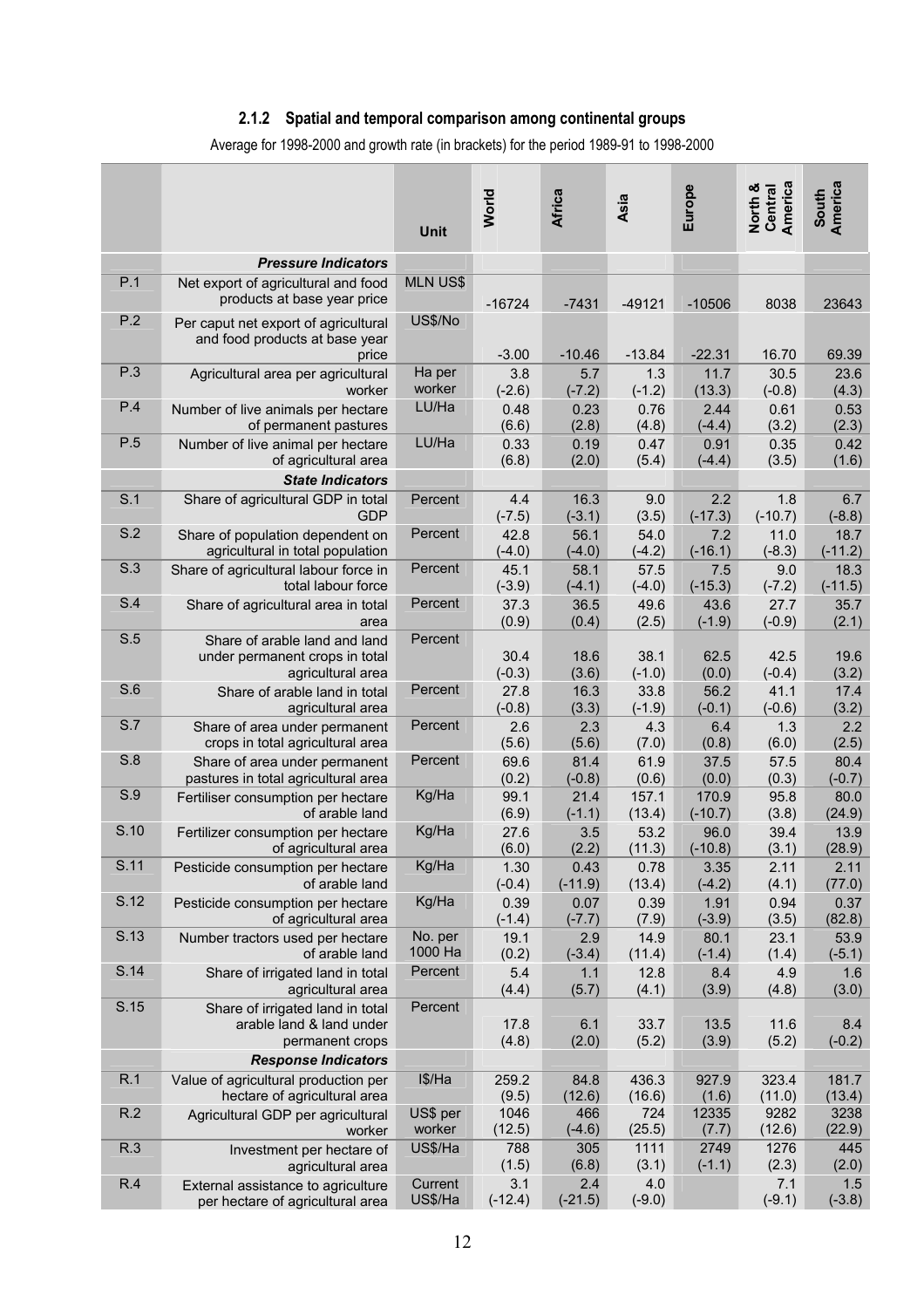### 2.1.2 Spatial and temporal comparison among continental groups

Average for 1998-2000 and growth rate (in brackets) for the period 1989-91 to 1998-2000

| | | Unit | World | Africa | Asia | Europe | North & Central America | South America |
|---|---|---|---|---|---|---|---|---|
| | ***Pressure Indicators*** | | | | | | | |
| P.1 | Net export of agricultural and food products at base year price | MLN US$ | -16724 | -7431 | -49121 | -10506 | 8038 | 23643 |
| P.2 | Per caput net export of agricultural and food products at base year price | US$/No | -3.00 | -10.46 | -13.84 | -22.31 | 16.70 | 69.39 |
| P.3 | Agricultural area per agricultural worker | Ha per worker | 3.8 (-2.6) | 5.7 (-7.2) | 1.3 (-1.2) | 11.7 (13.3) | 30.5 (-0.8) | 23.6 (4.3) |
| P.4 | Number of live animals per hectare of permanent pastures | LU/Ha | 0.48 (6.6) | 0.23 (2.8) | 0.76 (4.8) | 2.44 (-4.4) | 0.61 (3.2) | 0.53 (2.3) |
| P.5 | Number of live animal per hectare of agricultural area | LU/Ha | 0.33 (6.8) | 0.19 (2.0) | 0.47 (5.4) | 0.91 (-4.4) | 0.35 (3.5) | 0.42 (1.6) |
| | ***State Indicators*** | | | | | | | |
| S.1 | Share of agricultural GDP in total GDP | Percent | 4.4 (-7.5) | 16.3 (-3.1) | 9.0 (3.5) | 2.2 (-17.3) | 1.8 (-10.7) | 6.7 (-8.8) |
| S.2 | Share of population dependent on agricultural in total population | Percent | 42.8 (-4.0) | 56.1 (-4.0) | 54.0 (-4.2) | 7.2 (-16.1) | 11.0 (-8.3) | 18.7 (-11.2) |
| S.3 | Share of agricultural labour force in total labour force | Percent | 45.1 (-3.9) | 58.1 (-4.1) | 57.5 (-4.0) | 7.5 (-15.3) | 9.0 (-7.2) | 18.3 (-11.5) |
| S.4 | Share of agricultural area in total area | Percent | 37.3 (0.9) | 36.5 (0.4) | 49.6 (2.5) | 43.6 (-1.9) | 27.7 (-0.9) | 35.7 (2.1) |
| S.5 | Share of arable land and land under permanent crops in total agricultural area | Percent | 30.4 (-0.3) | 18.6 (3.6) | 38.1 (-1.0) | 62.5 (0.0) | 42.5 (-0.4) | 19.6 (3.2) |
| S.6 | Share of arable land in total agricultural area | Percent | 27.8 (-0.8) | 16.3 (3.3) | 33.8 (-1.9) | 56.2 (-0.1) | 41.1 (-0.6) | 17.4 (3.2) |
| S.7 | Share of area under permanent crops in total agricultural area | Percent | 2.6 (5.6) | 2.3 (5.6) | 4.3 (7.0) | 6.4 (0.8) | 1.3 (6.0) | 2.2 (2.5) |
| S.8 | Share of area under permanent pastures in total agricultural area | Percent | 69.6 (0.2) | 81.4 (-0.8) | 61.9 (0.6) | 37.5 (0.0) | 57.5 (0.3) | 80.4 (-0.7) |
| S.9 | Fertiliser consumption per hectare of arable land | Kg/Ha | 99.1 (6.9) | 21.4 (-1.1) | 157.1 (13.4) | 170.9 (-10.7) | 95.8 (3.8) | 80.0 (24.9) |
| S.10 | Fertilizer consumption per hectare of agricultural area | Kg/Ha | 27.6 (6.0) | 3.5 (2.2) | 53.2 (11.3) | 96.0 (-10.8) | 39.4 (3.1) | 13.9 (28.9) |
| S.11 | Pesticide consumption per hectare of arable land | Kg/Ha | 1.30 (-0.4) | 0.43 (-11.9) | 0.78 (13.4) | 3.35 (-4.2) | 2.11 (4.1) | 2.11 (77.0) |
| S.12 | Pesticide consumption per hectare of agricultural area | Kg/Ha | 0.39 (-1.4) | 0.07 (-7.7) | 0.39 (7.9) | 1.91 (-3.9) | 0.94 (3.5) | 0.37 (82.8) |
| S.13 | Number tractors used per hectare of arable land | No. per 1000 Ha | 19.1 (0.2) | 2.9 (-3.4) | 14.9 (11.4) | 80.1 (-1.4) | 23.1 (1.4) | 53.9 (-5.1) |
| S.14 | Share of irrigated land in total agricultural area | Percent | 5.4 (4.4) | 1.1 (5.7) | 12.8 (4.1) | 8.4 (3.9) | 4.9 (4.8) | 1.6 (3.0) |
| S.15 | Share of irrigated land in total arable land & land under permanent crops | Percent | 17.8 (4.8) | 6.1 (2.0) | 33.7 (5.2) | 13.5 (3.9) | 11.6 (5.2) | 8.4 (-0.2) |
| | ***Response Indicators*** | | | | | | | |
| R.1 | Value of agricultural production per hectare of agricultural area | I$/Ha | 259.2 (9.5) | 84.8 (12.6) | 436.3 (16.6) | 927.9 (1.6) | 323.4 (11.0) | 181.7 (13.4) |
| R.2 | Agricultural GDP per agricultural worker | US$ per worker | 1046 (12.5) | 466 (-4.6) | 724 (25.5) | 12335 (7.7) | 9282 (12.6) | 3238 (22.9) |
| R.3 | Investment per hectare of agricultural area | US$/Ha | 788 (1.5) | 305 (6.8) | 1111 (3.1) | 2749 (-1.1) | 1276 (2.3) | 445 (2.0) |
| R.4 | External assistance to agriculture per hectare of agricultural area | Current US$/Ha | 3.1 (-12.4) | 2.4 (-21.5) | 4.0 (-9.0) | | 7.1 (-9.1) | 1.5 (-3.8) |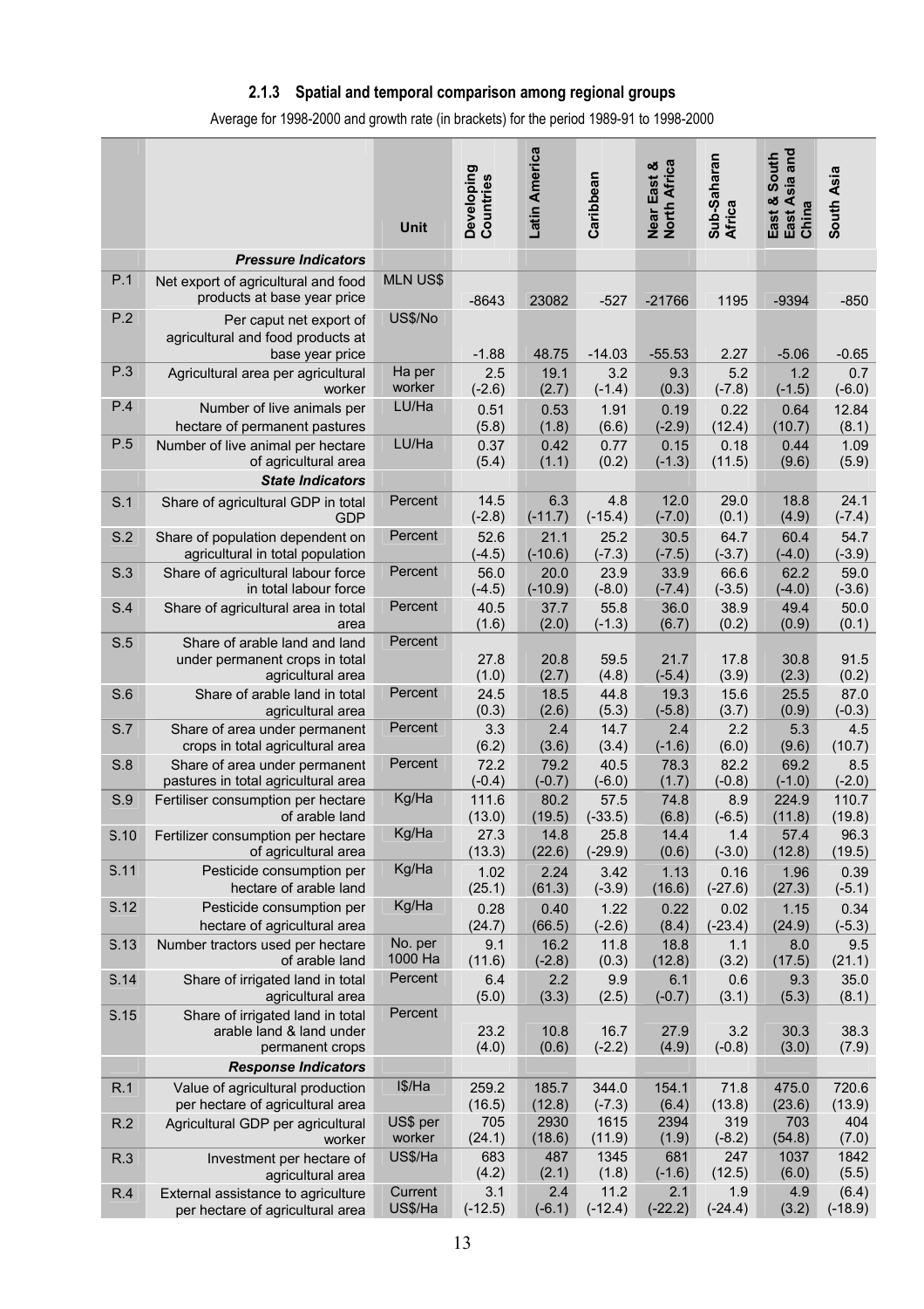### 2.1.3 Spatial and temporal comparison among regional groups

Average for 1998-2000 and growth rate (in brackets) for the period 1989-91 to 1998-2000

| | | Unit | Developing Countries | Latin America | Caribbean | Near East & North Africa | Sub-Saharan Africa | East & South East Asia and China | South Asia |
|---|---|---|---|---|---|---|---|---|---|
| | ***Pressure Indicators*** | | | | | | | | |
| P.1 | Net export of agricultural and food products at base year price | MLN US$ | -8643 | 23082 | -527 | -21766 | 1195 | -9394 | -850 |
| P.2 | Per caput net export of agricultural and food products at base year price | US$/No | -1.88 | 48.75 | -14.03 | -55.53 | 2.27 | -5.06 | -0.65 |
| P.3 | Agricultural area per agricultural worker | Ha per worker | 2.5 (-2.6) | 19.1 (2.7) | 3.2 (-1.4) | 9.3 (0.3) | 5.2 (-7.8) | 1.2 (-1.5) | 0.7 (-6.0) |
| P.4 | Number of live animals per hectare of permanent pastures | LU/Ha | 0.51 (5.8) | 0.53 (1.8) | 1.91 (6.6) | 0.19 (-2.9) | 0.22 (12.4) | 0.64 (10.7) | 12.84 (8.1) |
| P.5 | Number of live animal per hectare of agricultural area | LU/Ha | 0.37 (5.4) | 0.42 (1.1) | 0.77 (0.2) | 0.15 (-1.3) | 0.18 (11.5) | 0.44 (9.6) | 1.09 (5.9) |
| | ***State Indicators*** | | | | | | | | |
| S.1 | Share of agricultural GDP in total GDP | Percent | 14.5 (-2.8) | 6.3 (-11.7) | 4.8 (-15.4) | 12.0 (-7.0) | 29.0 (0.1) | 18.8 (4.9) | 24.1 (-7.4) |
| S.2 | Share of population dependent on agricultural in total population | Percent | 52.6 (-4.5) | 21.1 (-10.6) | 25.2 (-7.3) | 30.5 (-7.5) | 64.7 (-3.7) | 60.4 (-4.0) | 54.7 (-3.9) |
| S.3 | Share of agricultural labour force in total labour force | Percent | 56.0 (-4.5) | 20.0 (-10.9) | 23.9 (-8.0) | 33.9 (-7.4) | 66.6 (-3.5) | 62.2 (-4.0) | 59.0 (-3.6) |
| S.4 | Share of agricultural area in total area | Percent | 40.5 (1.6) | 37.7 (2.0) | 55.8 (-1.3) | 36.0 (6.7) | 38.9 (0.2) | 49.4 (0.9) | 50.0 (0.1) |
| S.5 | Share of arable land and land under permanent crops in total agricultural area | Percent | 27.8 (1.0) | 20.8 (2.7) | 59.5 (4.8) | 21.7 (-5.4) | 17.8 (3.9) | 30.8 (2.3) | 91.5 (0.2) |
| S.6 | Share of arable land in total agricultural area | Percent | 24.5 (0.3) | 18.5 (2.6) | 44.8 (5.3) | 19.3 (-5.8) | 15.6 (3.7) | 25.5 (0.9) | 87.0 (-0.3) |
| S.7 | Share of area under permanent crops in total agricultural area | Percent | 3.3 (6.2) | 2.4 (3.6) | 14.7 (3.4) | 2.4 (-1.6) | 2.2 (6.0) | 5.3 (9.6) | 4.5 (10.7) |
| S.8 | Share of area under permanent pastures in total agricultural area | Percent | 72.2 (-0.4) | 79.2 (-0.7) | 40.5 (-6.0) | 78.3 (1.7) | 82.2 (-0.8) | 69.2 (-1.0) | 8.5 (-2.0) |
| S.9 | Fertiliser consumption per hectare of arable land | Kg/Ha | 111.6 (13.0) | 80.2 (19.5) | 57.5 (-33.5) | 74.8 (6.8) | 8.9 (-6.5) | 224.9 (11.8) | 110.7 (19.8) |
| S.10 | Fertilizer consumption per hectare of agricultural area | Kg/Ha | 27.3 (13.3) | 14.8 (22.6) | 25.8 (-29.9) | 14.4 (0.6) | 1.4 (-3.0) | 57.4 (12.8) | 96.3 (19.5) |
| S.11 | Pesticide consumption per hectare of arable land | Kg/Ha | 1.02 (25.1) | 2.24 (61.3) | 3.42 (-3.9) | 1.13 (16.6) | 0.16 (-27.6) | 1.96 (27.3) | 0.39 (-5.1) |
| S.12 | Pesticide consumption per hectare of agricultural area | Kg/Ha | 0.28 (24.7) | 0.40 (66.5) | 1.22 (-2.6) | 0.22 (8.4) | 0.02 (-23.4) | 1.15 (24.9) | 0.34 (-5.3) |
| S.13 | Number tractors used per hectare of arable land | No. per 1000 Ha | 9.1 (11.6) | 16.2 (-2.8) | 11.8 (0.3) | 18.8 (12.8) | 1.1 (3.2) | 8.0 (17.5) | 9.5 (21.1) |
| S.14 | Share of irrigated land in total agricultural area | Percent | 6.4 (5.0) | 2.2 (3.3) | 9.9 (2.5) | 6.1 (-0.7) | 0.6 (3.1) | 9.3 (5.3) | 35.0 (8.1) |
| S.15 | Share of irrigated land in total arable land & land under permanent crops | Percent | 23.2 (4.0) | 10.8 (0.6) | 16.7 (-2.2) | 27.9 (4.9) | 3.2 (-0.8) | 30.3 (3.0) | 38.3 (7.9) |
| | ***Response Indicators*** | | | | | | | | |
| R.1 | Value of agricultural production per hectare of agricultural area | I$/Ha | 259.2 (16.5) | 185.7 (12.8) | 344.0 (-7.3) | 154.1 (6.4) | 71.8 (13.8) | 475.0 (23.6) | 720.6 (13.9) |
| R.2 | Agricultural GDP per agricultural worker | US$ per worker | 705 (24.1) | 2930 (18.6) | 1615 (11.9) | 2394 (1.9) | 319 (-8.2) | 703 (54.8) | 404 (7.0) |
| R.3 | Investment per hectare of agricultural area | US$/Ha | 683 (4.2) | 487 (2.1) | 1345 (1.8) | 681 (-1.6) | 247 (12.5) | 1037 (6.0) | 1842 (5.5) |
| R.4 | External assistance to agriculture per hectare of agricultural area | Current US$/Ha | 3.1 (-12.5) | 2.4 (-6.1) | 11.2 (-12.4) | 2.1 (-22.2) | 1.9 (-24.4) | 4.9 (3.2) | (6.4) (-18.9) |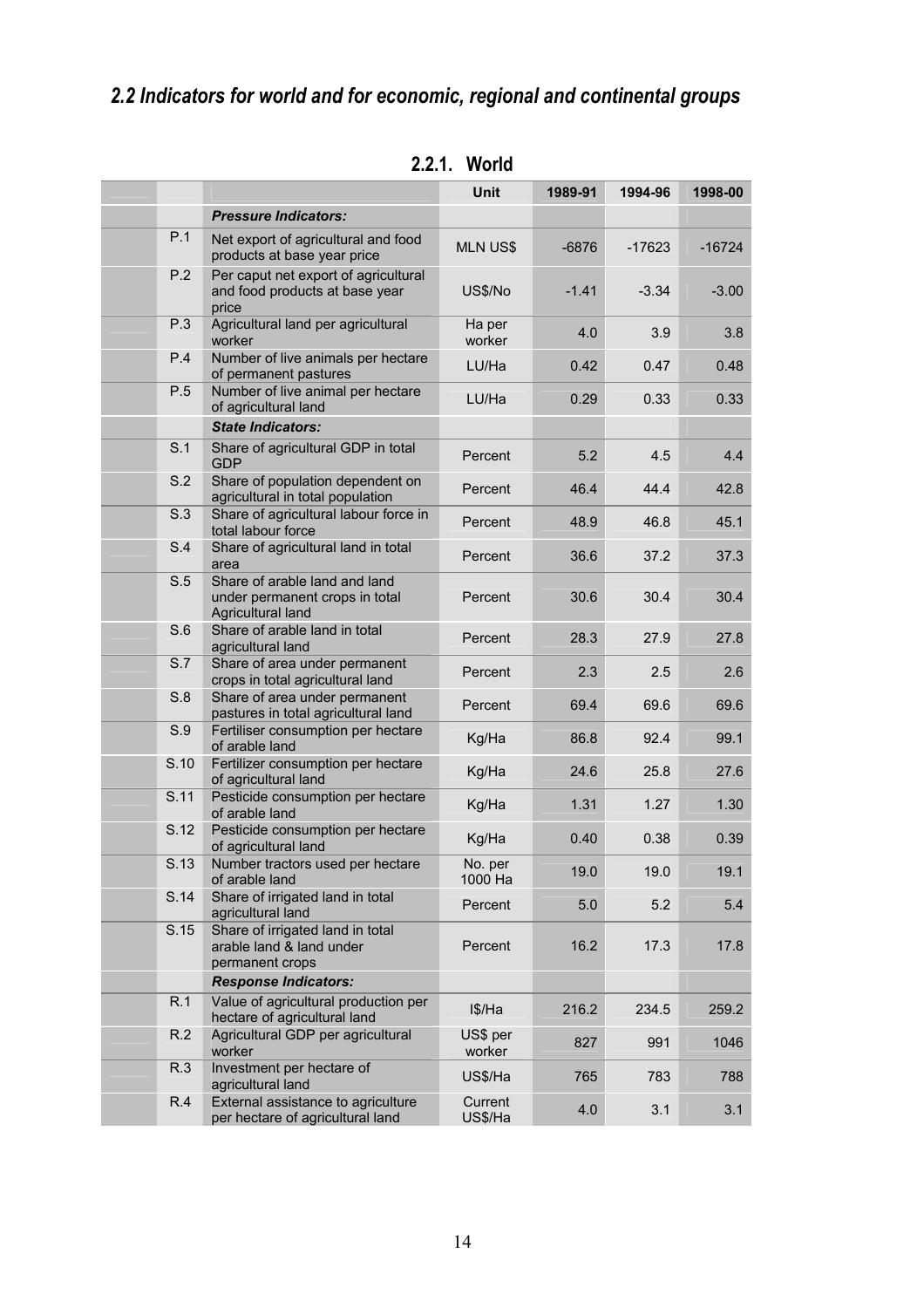## *2.2 Indicators for world and for economic, regional and continental groups*

### 2.2.1. World

| | | Unit | 1989-91 | 1994-96 | 1998-00 |
|---|---|---|---|---|---|
| | ***Pressure Indicators:*** | | | | |
| P.1 | Net export of agricultural and food products at base year price | MLN US$ | -6876 | -17623 | -16724 |
| P.2 | Per caput net export of agricultural and food products at base year price | US$/No | -1.41 | -3.34 | -3.00 |
| P.3 | Agricultural land per agricultural worker | Ha per worker | 4.0 | 3.9 | 3.8 |
| P.4 | Number of live animals per hectare of permanent pastures | LU/Ha | 0.42 | 0.47 | 0.48 |
| P.5 | Number of live animal per hectare of agricultural land | LU/Ha | 0.29 | 0.33 | 0.33 |
| | ***State Indicators:*** | | | | |
| S.1 | Share of agricultural GDP in total GDP | Percent | 5.2 | 4.5 | 4.4 |
| S.2 | Share of population dependent on agricultural in total population | Percent | 46.4 | 44.4 | 42.8 |
| S.3 | Share of agricultural labour force in total labour force | Percent | 48.9 | 46.8 | 45.1 |
| S.4 | Share of agricultural land in total area | Percent | 36.6 | 37.2 | 37.3 |
| S.5 | Share of arable land and land under permanent crops in total Agricultural land | Percent | 30.6 | 30.4 | 30.4 |
| S.6 | Share of arable land in total agricultural land | Percent | 28.3 | 27.9 | 27.8 |
| S.7 | Share of area under permanent crops in total agricultural land | Percent | 2.3 | 2.5 | 2.6 |
| S.8 | Share of area under permanent pastures in total agricultural land | Percent | 69.4 | 69.6 | 69.6 |
| S.9 | Fertiliser consumption per hectare of arable land | Kg/Ha | 86.8 | 92.4 | 99.1 |
| S.10 | Fertilizer consumption per hectare of agricultural land | Kg/Ha | 24.6 | 25.8 | 27.6 |
| S.11 | Pesticide consumption per hectare of arable land | Kg/Ha | 1.31 | 1.27 | 1.30 |
| S.12 | Pesticide consumption per hectare of agricultural land | Kg/Ha | 0.40 | 0.38 | 0.39 |
| S.13 | Number tractors used per hectare of arable land | No. per 1000 Ha | 19.0 | 19.0 | 19.1 |
| S.14 | Share of irrigated land in total agricultural land | Percent | 5.0 | 5.2 | 5.4 |
| S.15 | Share of irrigated land in total arable land & land under permanent crops | Percent | 16.2 | 17.3 | 17.8 |
| | ***Response Indicators:*** | | | | |
| R.1 | Value of agricultural production per hectare of agricultural land | I$/Ha | 216.2 | 234.5 | 259.2 |
| R.2 | Agricultural GDP per agricultural worker | US$ per worker | 827 | 991 | 1046 |
| R.3 | Investment per hectare of agricultural land | US$/Ha | 765 | 783 | 788 |
| R.4 | External assistance to agriculture per hectare of agricultural land | Current US$/Ha | 4.0 | 3.1 | 3.1 |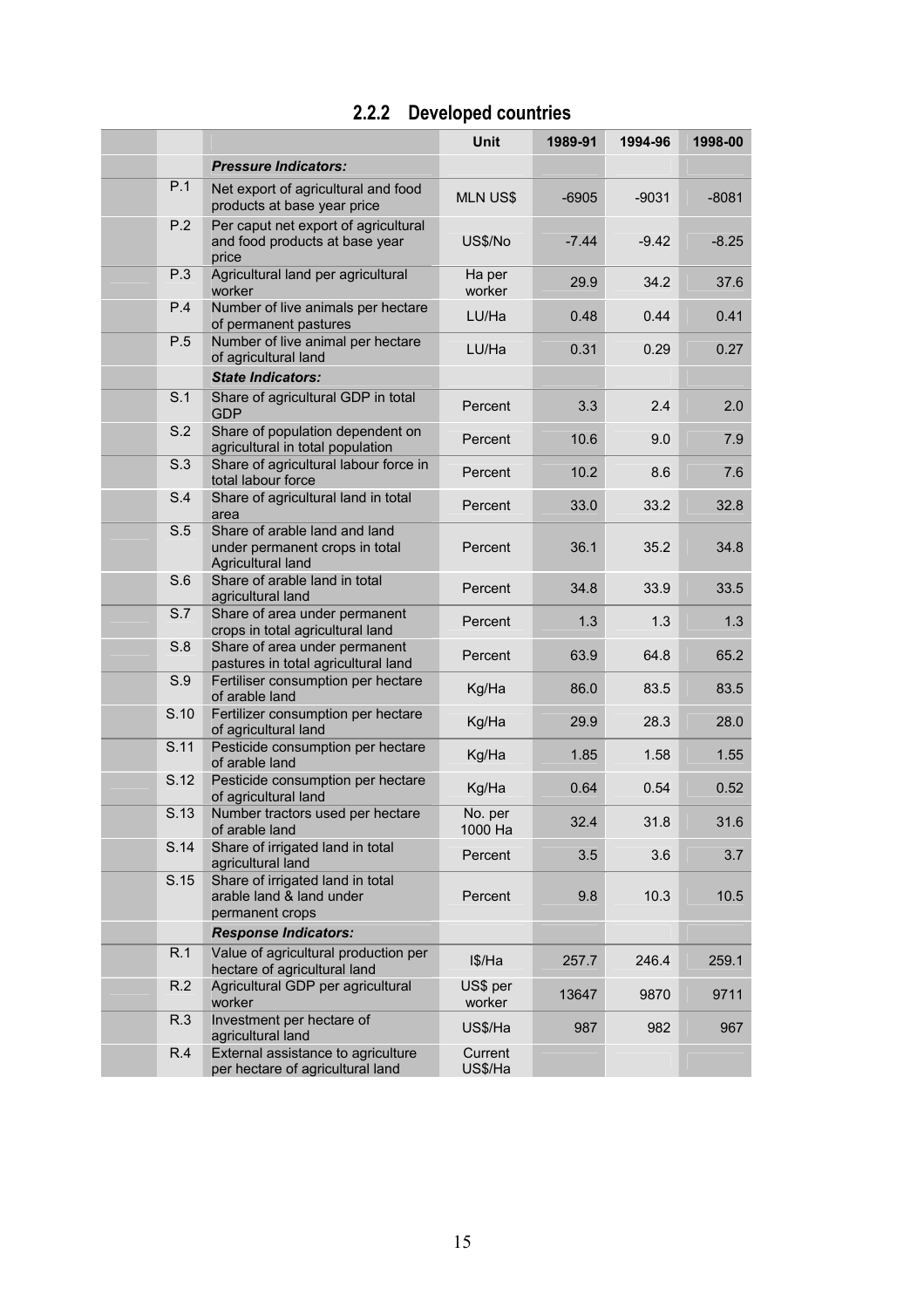### 2.2.2 Developed countries

| | | Unit | 1989-91 | 1994-96 | 1998-00 |
|---|---|---|---|---|---|
| | ***Pressure Indicators:*** | | | | |
| P.1 | Net export of agricultural and food products at base year price | MLN US$ | -6905 | -9031 | -8081 |
| P.2 | Per caput net export of agricultural and food products at base year price | US$/No | -7.44 | -9.42 | -8.25 |
| P.3 | Agricultural land per agricultural worker | Ha per worker | 29.9 | 34.2 | 37.6 |
| P.4 | Number of live animals per hectare of permanent pastures | LU/Ha | 0.48 | 0.44 | 0.41 |
| P.5 | Number of live animal per hectare of agricultural land | LU/Ha | 0.31 | 0.29 | 0.27 |
| | ***State Indicators:*** | | | | |
| S.1 | Share of agricultural GDP in total GDP | Percent | 3.3 | 2.4 | 2.0 |
| S.2 | Share of population dependent on agricultural in total population | Percent | 10.6 | 9.0 | 7.9 |
| S.3 | Share of agricultural labour force in total labour force | Percent | 10.2 | 8.6 | 7.6 |
| S.4 | Share of agricultural land in total area | Percent | 33.0 | 33.2 | 32.8 |
| S.5 | Share of arable land and land under permanent crops in total Agricultural land | Percent | 36.1 | 35.2 | 34.8 |
| S.6 | Share of arable land in total agricultural land | Percent | 34.8 | 33.9 | 33.5 |
| S.7 | Share of area under permanent crops in total agricultural land | Percent | 1.3 | 1.3 | 1.3 |
| S.8 | Share of area under permanent pastures in total agricultural land | Percent | 63.9 | 64.8 | 65.2 |
| S.9 | Fertiliser consumption per hectare of arable land | Kg/Ha | 86.0 | 83.5 | 83.5 |
| S.10 | Fertilizer consumption per hectare of agricultural land | Kg/Ha | 29.9 | 28.3 | 28.0 |
| S.11 | Pesticide consumption per hectare of arable land | Kg/Ha | 1.85 | 1.58 | 1.55 |
| S.12 | Pesticide consumption per hectare of agricultural land | Kg/Ha | 0.64 | 0.54 | 0.52 |
| S.13 | Number tractors used per hectare of arable land | No. per 1000 Ha | 32.4 | 31.8 | 31.6 |
| S.14 | Share of irrigated land in total agricultural land | Percent | 3.5 | 3.6 | 3.7 |
| S.15 | Share of irrigated land in total arable land & land under permanent crops | Percent | 9.8 | 10.3 | 10.5 |
| | ***Response Indicators:*** | | | | |
| R.1 | Value of agricultural production per hectare of agricultural land | I$/Ha | 257.7 | 246.4 | 259.1 |
| R.2 | Agricultural GDP per agricultural worker | US$ per worker | 13647 | 9870 | 9711 |
| R.3 | Investment per hectare of agricultural land | US$/Ha | 987 | 982 | 967 |
| R.4 | External assistance to agriculture per hectare of agricultural land | Current US$/Ha | | | |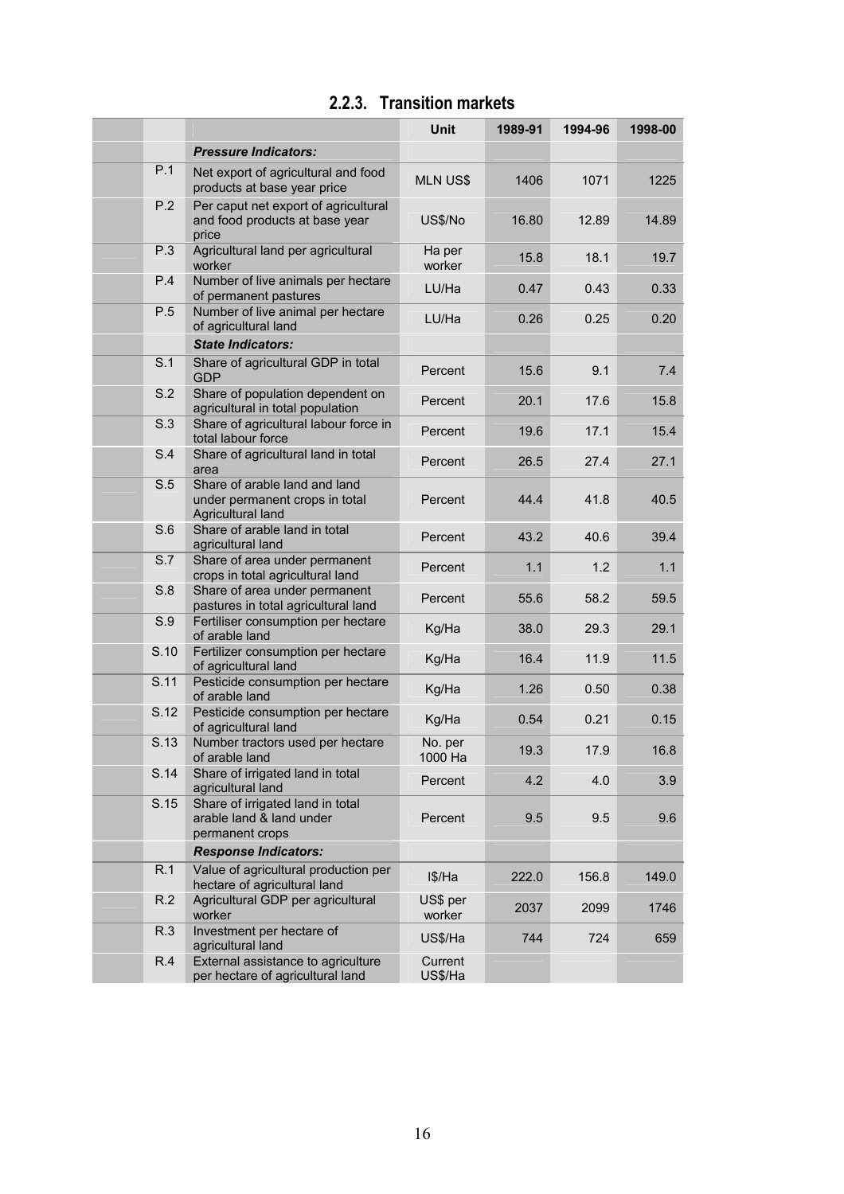### 2.2.3. Transition markets

| | | Unit | 1989-91 | 1994-96 | 1998-00 |
|---|---|---|---|---|---|
| | ***Pressure Indicators:*** | | | | |
| P.1 | Net export of agricultural and food products at base year price | MLN US$ | 1406 | 1071 | 1225 |
| P.2 | Per caput net export of agricultural and food products at base year price | US$/No | 16.80 | 12.89 | 14.89 |
| P.3 | Agricultural land per agricultural worker | Ha per worker | 15.8 | 18.1 | 19.7 |
| P.4 | Number of live animals per hectare of permanent pastures | LU/Ha | 0.47 | 0.43 | 0.33 |
| P.5 | Number of live animal per hectare of agricultural land | LU/Ha | 0.26 | 0.25 | 0.20 |
| | ***State Indicators:*** | | | | |
| S.1 | Share of agricultural GDP in total GDP | Percent | 15.6 | 9.1 | 7.4 |
| S.2 | Share of population dependent on agricultural in total population | Percent | 20.1 | 17.6 | 15.8 |
| S.3 | Share of agricultural labour force in total labour force | Percent | 19.6 | 17.1 | 15.4 |
| S.4 | Share of agricultural land in total area | Percent | 26.5 | 27.4 | 27.1 |
| S.5 | Share of arable land and land under permanent crops in total Agricultural land | Percent | 44.4 | 41.8 | 40.5 |
| S.6 | Share of arable land in total agricultural land | Percent | 43.2 | 40.6 | 39.4 |
| S.7 | Share of area under permanent crops in total agricultural land | Percent | 1.1 | 1.2 | 1.1 |
| S.8 | Share of area under permanent pastures in total agricultural land | Percent | 55.6 | 58.2 | 59.5 |
| S.9 | Fertiliser consumption per hectare of arable land | Kg/Ha | 38.0 | 29.3 | 29.1 |
| S.10 | Fertilizer consumption per hectare of agricultural land | Kg/Ha | 16.4 | 11.9 | 11.5 |
| S.11 | Pesticide consumption per hectare of arable land | Kg/Ha | 1.26 | 0.50 | 0.38 |
| S.12 | Pesticide consumption per hectare of agricultural land | Kg/Ha | 0.54 | 0.21 | 0.15 |
| S.13 | Number tractors used per hectare of arable land | No. per 1000 Ha | 19.3 | 17.9 | 16.8 |
| S.14 | Share of irrigated land in total agricultural land | Percent | 4.2 | 4.0 | 3.9 |
| S.15 | Share of irrigated land in total arable land & land under permanent crops | Percent | 9.5 | 9.5 | 9.6 |
| | ***Response Indicators:*** | | | | |
| R.1 | Value of agricultural production per hectare of agricultural land | I$/Ha | 222.0 | 156.8 | 149.0 |
| R.2 | Agricultural GDP per agricultural worker | US$ per worker | 2037 | 2099 | 1746 |
| R.3 | Investment per hectare of agricultural land | US$/Ha | 744 | 724 | 659 |
| R.4 | External assistance to agriculture per hectare of agricultural land | Current US$/Ha | | | |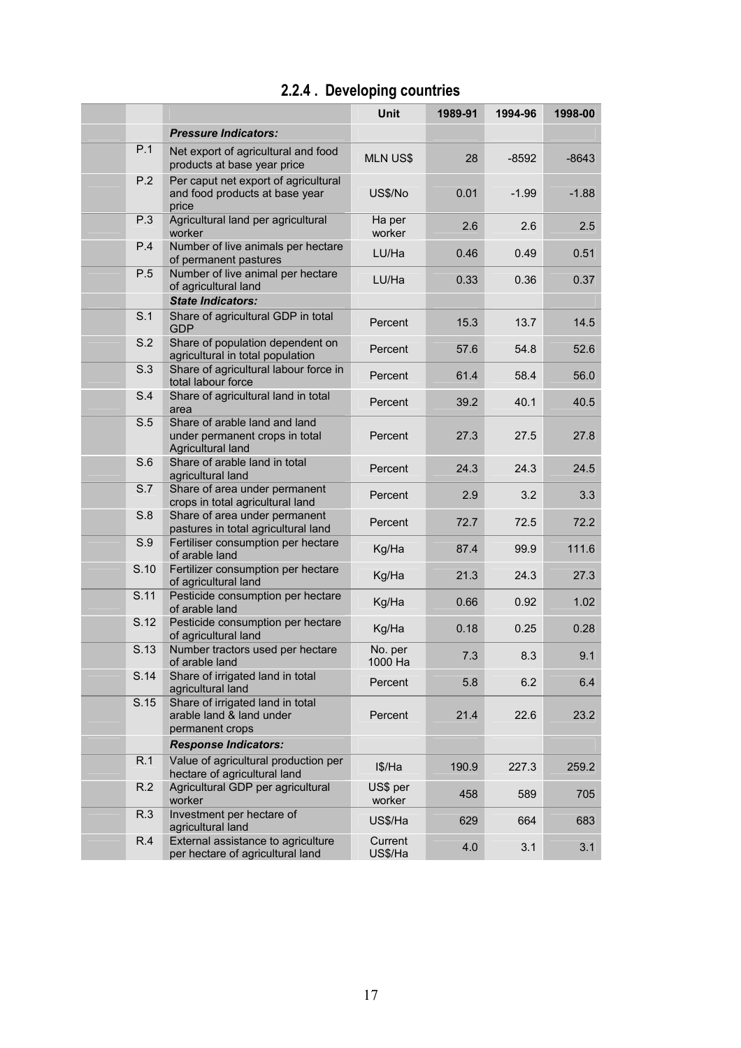## 2.2.4 . Developing countries

| | | Unit | 1989-91 | 1994-96 | 1998-00 |
|---|---|---|---|---|---|
| | ***Pressure Indicators:*** | | | | |
| P.1 | Net export of agricultural and food products at base year price | MLN US$ | 28 | -8592 | -8643 |
| P.2 | Per caput net export of agricultural and food products at base year price | US$/No | 0.01 | -1.99 | -1.88 |
| P.3 | Agricultural land per agricultural worker | Ha per worker | 2.6 | 2.6 | 2.5 |
| P.4 | Number of live animals per hectare of permanent pastures | LU/Ha | 0.46 | 0.49 | 0.51 |
| P.5 | Number of live animal per hectare of agricultural land | LU/Ha | 0.33 | 0.36 | 0.37 |
| | ***State Indicators:*** | | | | |
| S.1 | Share of agricultural GDP in total GDP | Percent | 15.3 | 13.7 | 14.5 |
| S.2 | Share of population dependent on agricultural in total population | Percent | 57.6 | 54.8 | 52.6 |
| S.3 | Share of agricultural labour force in total labour force | Percent | 61.4 | 58.4 | 56.0 |
| S.4 | Share of agricultural land in total area | Percent | 39.2 | 40.1 | 40.5 |
| S.5 | Share of arable land and land under permanent crops in total Agricultural land | Percent | 27.3 | 27.5 | 27.8 |
| S.6 | Share of arable land in total agricultural land | Percent | 24.3 | 24.3 | 24.5 |
| S.7 | Share of area under permanent crops in total agricultural land | Percent | 2.9 | 3.2 | 3.3 |
| S.8 | Share of area under permanent pastures in total agricultural land | Percent | 72.7 | 72.5 | 72.2 |
| S.9 | Fertiliser consumption per hectare of arable land | Kg/Ha | 87.4 | 99.9 | 111.6 |
| S.10 | Fertilizer consumption per hectare of agricultural land | Kg/Ha | 21.3 | 24.3 | 27.3 |
| S.11 | Pesticide consumption per hectare of arable land | Kg/Ha | 0.66 | 0.92 | 1.02 |
| S.12 | Pesticide consumption per hectare of agricultural land | Kg/Ha | 0.18 | 0.25 | 0.28 |
| S.13 | Number tractors used per hectare of arable land | No. per 1000 Ha | 7.3 | 8.3 | 9.1 |
| S.14 | Share of irrigated land in total agricultural land | Percent | 5.8 | 6.2 | 6.4 |
| S.15 | Share of irrigated land in total arable land & land under permanent crops | Percent | 21.4 | 22.6 | 23.2 |
| | ***Response Indicators:*** | | | | |
| R.1 | Value of agricultural production per hectare of agricultural land | I$/Ha | 190.9 | 227.3 | 259.2 |
| R.2 | Agricultural GDP per agricultural worker | US$ per worker | 458 | 589 | 705 |
| R.3 | Investment per hectare of agricultural land | US$/Ha | 629 | 664 | 683 |
| R.4 | External assistance to agriculture per hectare of agricultural land | Current US$/Ha | 4.0 | 3.1 | 3.1 |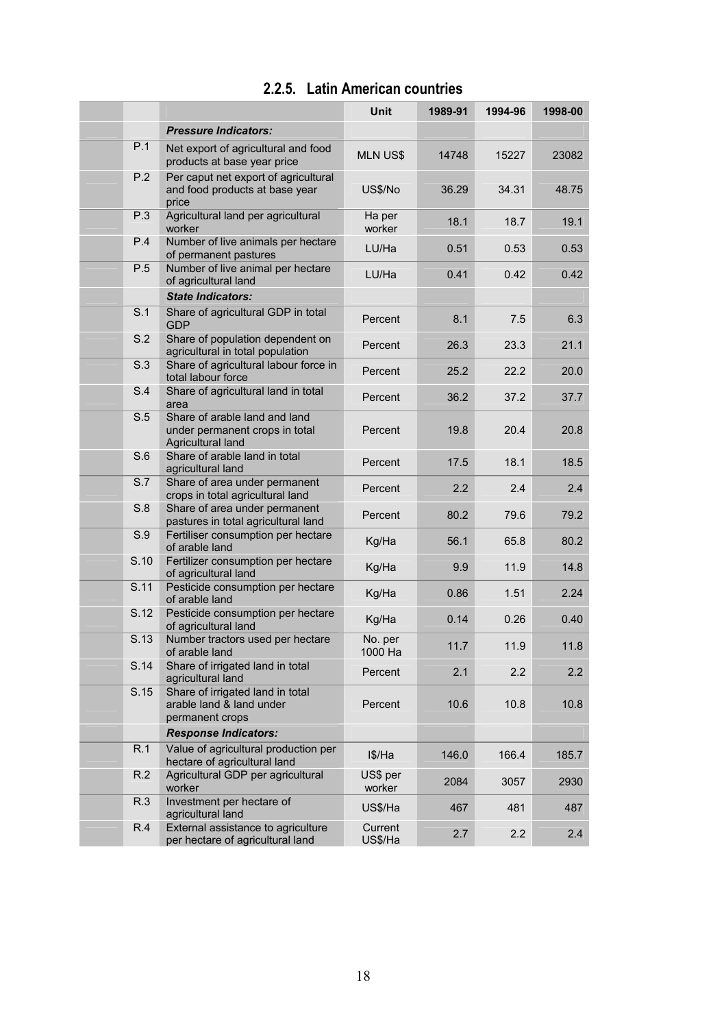### 2.2.5. Latin American countries

| | | Unit | 1989-91 | 1994-96 | 1998-00 |
|---|---|---|---|---|---|
| | ***Pressure Indicators:*** | | | | |
| P.1 | Net export of agricultural and food products at base year price | MLN US$ | 14748 | 15227 | 23082 |
| P.2 | Per caput net export of agricultural and food products at base year price | US$/No | 36.29 | 34.31 | 48.75 |
| P.3 | Agricultural land per agricultural worker | Ha per worker | 18.1 | 18.7 | 19.1 |
| P.4 | Number of live animals per hectare of permanent pastures | LU/Ha | 0.51 | 0.53 | 0.53 |
| P.5 | Number of live animal per hectare of agricultural land | LU/Ha | 0.41 | 0.42 | 0.42 |
| | ***State Indicators:*** | | | | |
| S.1 | Share of agricultural GDP in total GDP | Percent | 8.1 | 7.5 | 6.3 |
| S.2 | Share of population dependent on agricultural in total population | Percent | 26.3 | 23.3 | 21.1 |
| S.3 | Share of agricultural labour force in total labour force | Percent | 25.2 | 22.2 | 20.0 |
| S.4 | Share of agricultural land in total area | Percent | 36.2 | 37.2 | 37.7 |
| S.5 | Share of arable land and land under permanent crops in total Agricultural land | Percent | 19.8 | 20.4 | 20.8 |
| S.6 | Share of arable land in total agricultural land | Percent | 17.5 | 18.1 | 18.5 |
| S.7 | Share of area under permanent crops in total agricultural land | Percent | 2.2 | 2.4 | 2.4 |
| S.8 | Share of area under permanent pastures in total agricultural land | Percent | 80.2 | 79.6 | 79.2 |
| S.9 | Fertiliser consumption per hectare of arable land | Kg/Ha | 56.1 | 65.8 | 80.2 |
| S.10 | Fertilizer consumption per hectare of agricultural land | Kg/Ha | 9.9 | 11.9 | 14.8 |
| S.11 | Pesticide consumption per hectare of arable land | Kg/Ha | 0.86 | 1.51 | 2.24 |
| S.12 | Pesticide consumption per hectare of agricultural land | Kg/Ha | 0.14 | 0.26 | 0.40 |
| S.13 | Number tractors used per hectare of arable land | No. per 1000 Ha | 11.7 | 11.9 | 11.8 |
| S.14 | Share of irrigated land in total agricultural land | Percent | 2.1 | 2.2 | 2.2 |
| S.15 | Share of irrigated land in total arable land & land under permanent crops | Percent | 10.6 | 10.8 | 10.8 |
| | ***Response Indicators:*** | | | | |
| R.1 | Value of agricultural production per hectare of agricultural land | I$/Ha | 146.0 | 166.4 | 185.7 |
| R.2 | Agricultural GDP per agricultural worker | US$ per worker | 2084 | 3057 | 2930 |
| R.3 | Investment per hectare of agricultural land | US$/Ha | 467 | 481 | 487 |
| R.4 | External assistance to agriculture per hectare of agricultural land | Current US$/Ha | 2.7 | 2.2 | 2.4 |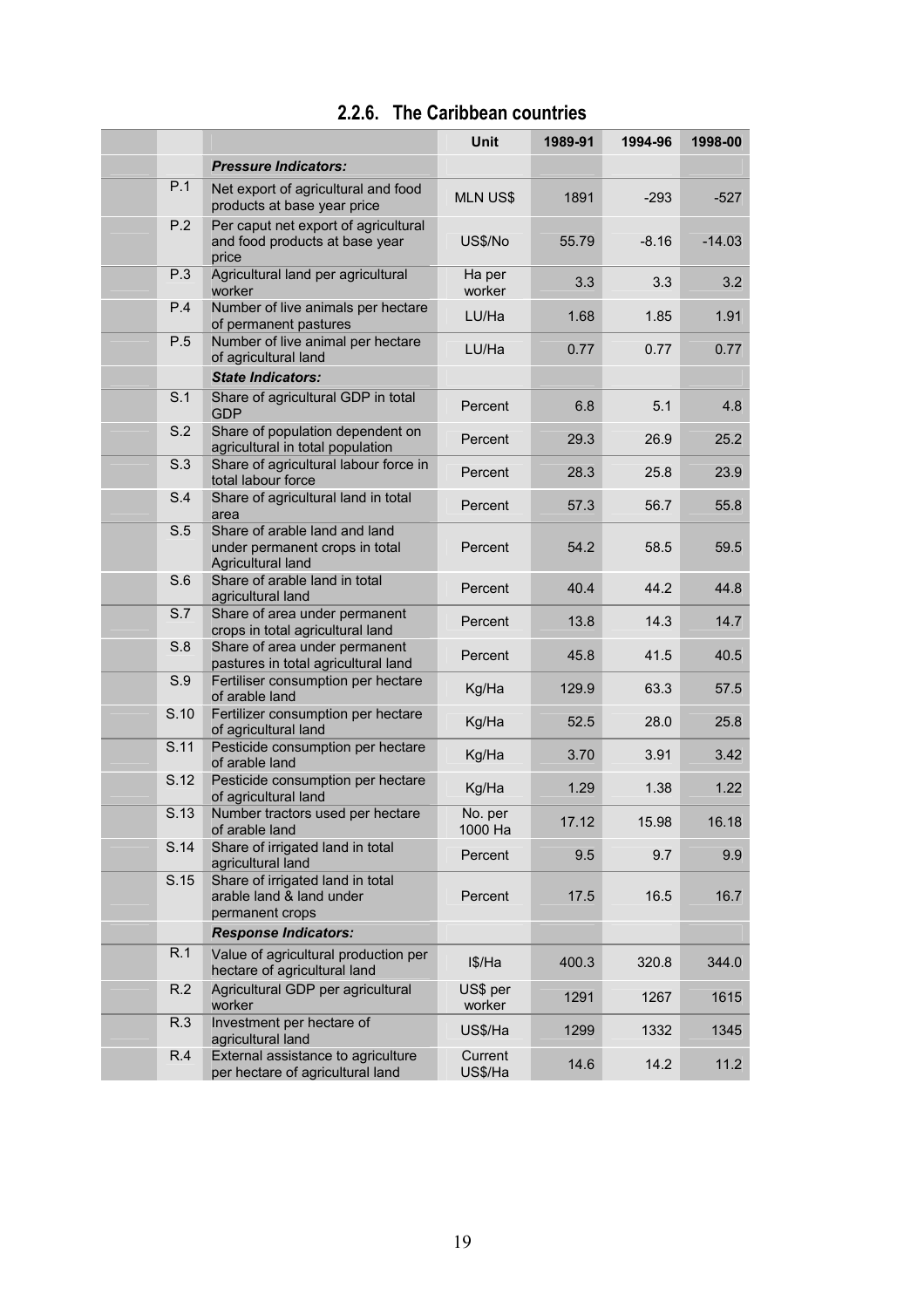### 2.2.6. The Caribbean countries

| | | Unit | 1989-91 | 1994-96 | 1998-00 |
|---|---|---|---|---|---|
| | ***Pressure Indicators:*** | | | | |
| P.1 | Net export of agricultural and food products at base year price | MLN US$ | 1891 | -293 | -527 |
| P.2 | Per caput net export of agricultural and food products at base year price | US$/No | 55.79 | -8.16 | -14.03 |
| P.3 | Agricultural land per agricultural worker | Ha per worker | 3.3 | 3.3 | 3.2 |
| P.4 | Number of live animals per hectare of permanent pastures | LU/Ha | 1.68 | 1.85 | 1.91 |
| P.5 | Number of live animal per hectare of agricultural land | LU/Ha | 0.77 | 0.77 | 0.77 |
| | ***State Indicators:*** | | | | |
| S.1 | Share of agricultural GDP in total GDP | Percent | 6.8 | 5.1 | 4.8 |
| S.2 | Share of population dependent on agricultural in total population | Percent | 29.3 | 26.9 | 25.2 |
| S.3 | Share of agricultural labour force in total labour force | Percent | 28.3 | 25.8 | 23.9 |
| S.4 | Share of agricultural land in total area | Percent | 57.3 | 56.7 | 55.8 |
| S.5 | Share of arable land and land under permanent crops in total Agricultural land | Percent | 54.2 | 58.5 | 59.5 |
| S.6 | Share of arable land in total agricultural land | Percent | 40.4 | 44.2 | 44.8 |
| S.7 | Share of area under permanent crops in total agricultural land | Percent | 13.8 | 14.3 | 14.7 |
| S.8 | Share of area under permanent pastures in total agricultural land | Percent | 45.8 | 41.5 | 40.5 |
| S.9 | Fertiliser consumption per hectare of arable land | Kg/Ha | 129.9 | 63.3 | 57.5 |
| S.10 | Fertilizer consumption per hectare of agricultural land | Kg/Ha | 52.5 | 28.0 | 25.8 |
| S.11 | Pesticide consumption per hectare of arable land | Kg/Ha | 3.70 | 3.91 | 3.42 |
| S.12 | Pesticide consumption per hectare of agricultural land | Kg/Ha | 1.29 | 1.38 | 1.22 |
| S.13 | Number tractors used per hectare of arable land | No. per 1000 Ha | 17.12 | 15.98 | 16.18 |
| S.14 | Share of irrigated land in total agricultural land | Percent | 9.5 | 9.7 | 9.9 |
| S.15 | Share of irrigated land in total arable land & land under permanent crops | Percent | 17.5 | 16.5 | 16.7 |
| | ***Response Indicators:*** | | | | |
| R.1 | Value of agricultural production per hectare of agricultural land | I$/Ha | 400.3 | 320.8 | 344.0 |
| R.2 | Agricultural GDP per agricultural worker | US$ per worker | 1291 | 1267 | 1615 |
| R.3 | Investment per hectare of agricultural land | US$/Ha | 1299 | 1332 | 1345 |
| R.4 | External assistance to agriculture per hectare of agricultural land | Current US$/Ha | 14.6 | 14.2 | 11.2 |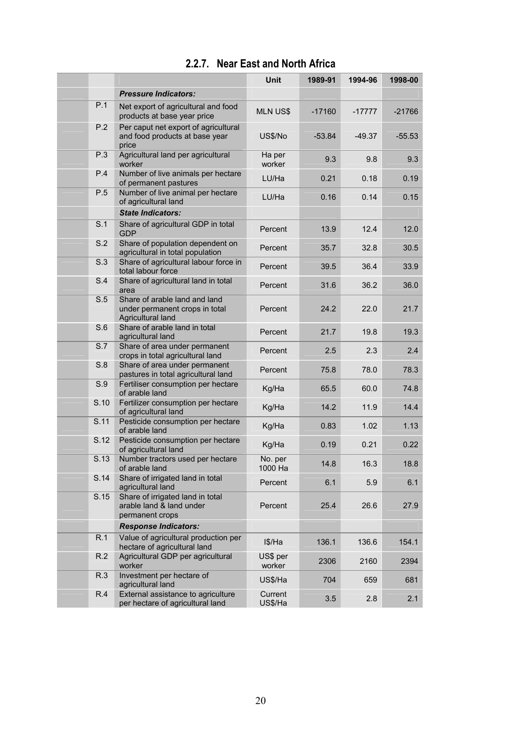### 2.2.7. Near East and North Africa

| | | Unit | 1989-91 | 1994-96 | 1998-00 |
|---|---|---|---|---|---|
| | ***Pressure Indicators:*** | | | | |
| P.1 | Net export of agricultural and food products at base year price | MLN US$ | -17160 | -17777 | -21766 |
| P.2 | Per caput net export of agricultural and food products at base year price | US$/No | -53.84 | -49.37 | -55.53 |
| P.3 | Agricultural land per agricultural worker | Ha per worker | 9.3 | 9.8 | 9.3 |
| P.4 | Number of live animals per hectare of permanent pastures | LU/Ha | 0.21 | 0.18 | 0.19 |
| P.5 | Number of live animal per hectare of agricultural land | LU/Ha | 0.16 | 0.14 | 0.15 |
| | ***State Indicators:*** | | | | |
| S.1 | Share of agricultural GDP in total GDP | Percent | 13.9 | 12.4 | 12.0 |
| S.2 | Share of population dependent on agricultural in total population | Percent | 35.7 | 32.8 | 30.5 |
| S.3 | Share of agricultural labour force in total labour force | Percent | 39.5 | 36.4 | 33.9 |
| S.4 | Share of agricultural land in total area | Percent | 31.6 | 36.2 | 36.0 |
| S.5 | Share of arable land and land under permanent crops in total Agricultural land | Percent | 24.2 | 22.0 | 21.7 |
| S.6 | Share of arable land in total agricultural land | Percent | 21.7 | 19.8 | 19.3 |
| S.7 | Share of area under permanent crops in total agricultural land | Percent | 2.5 | 2.3 | 2.4 |
| S.8 | Share of area under permanent pastures in total agricultural land | Percent | 75.8 | 78.0 | 78.3 |
| S.9 | Fertiliser consumption per hectare of arable land | Kg/Ha | 65.5 | 60.0 | 74.8 |
| S.10 | Fertilizer consumption per hectare of agricultural land | Kg/Ha | 14.2 | 11.9 | 14.4 |
| S.11 | Pesticide consumption per hectare of arable land | Kg/Ha | 0.83 | 1.02 | 1.13 |
| S.12 | Pesticide consumption per hectare of agricultural land | Kg/Ha | 0.19 | 0.21 | 0.22 |
| S.13 | Number tractors used per hectare of arable land | No. per 1000 Ha | 14.8 | 16.3 | 18.8 |
| S.14 | Share of irrigated land in total agricultural land | Percent | 6.1 | 5.9 | 6.1 |
| S.15 | Share of irrigated land in total arable land & land under permanent crops | Percent | 25.4 | 26.6 | 27.9 |
| | ***Response Indicators:*** | | | | |
| R.1 | Value of agricultural production per hectare of agricultural land | I$/Ha | 136.1 | 136.6 | 154.1 |
| R.2 | Agricultural GDP per agricultural worker | US$ per worker | 2306 | 2160 | 2394 |
| R.3 | Investment per hectare of agricultural land | US$/Ha | 704 | 659 | 681 |
| R.4 | External assistance to agriculture per hectare of agricultural land | Current US$/Ha | 3.5 | 2.8 | 2.1 |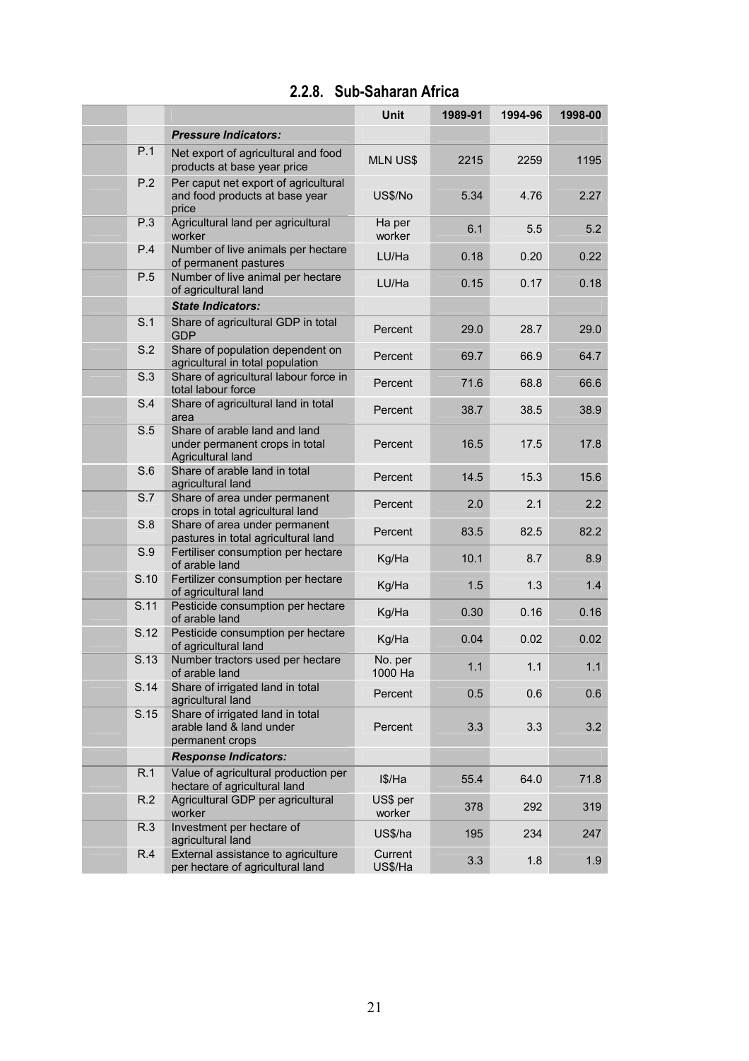### 2.2.8. Sub-Saharan Africa

| | | Unit | 1989-91 | 1994-96 | 1998-00 |
|---|---|---|---|---|---|
| | ***Pressure Indicators:*** | | | | |
| P.1 | Net export of agricultural and food products at base year price | MLN US$ | 2215 | 2259 | 1195 |
| P.2 | Per caput net export of agricultural and food products at base year price | US$/No | 5.34 | 4.76 | 2.27 |
| P.3 | Agricultural land per agricultural worker | Ha per worker | 6.1 | 5.5 | 5.2 |
| P.4 | Number of live animals per hectare of permanent pastures | LU/Ha | 0.18 | 0.20 | 0.22 |
| P.5 | Number of live animal per hectare of agricultural land | LU/Ha | 0.15 | 0.17 | 0.18 |
| | ***State Indicators:*** | | | | |
| S.1 | Share of agricultural GDP in total GDP | Percent | 29.0 | 28.7 | 29.0 |
| S.2 | Share of population dependent on agricultural in total population | Percent | 69.7 | 66.9 | 64.7 |
| S.3 | Share of agricultural labour force in total labour force | Percent | 71.6 | 68.8 | 66.6 |
| S.4 | Share of agricultural land in total area | Percent | 38.7 | 38.5 | 38.9 |
| S.5 | Share of arable land and land under permanent crops in total Agricultural land | Percent | 16.5 | 17.5 | 17.8 |
| S.6 | Share of arable land in total agricultural land | Percent | 14.5 | 15.3 | 15.6 |
| S.7 | Share of area under permanent crops in total agricultural land | Percent | 2.0 | 2.1 | 2.2 |
| S.8 | Share of area under permanent pastures in total agricultural land | Percent | 83.5 | 82.5 | 82.2 |
| S.9 | Fertiliser consumption per hectare of arable land | Kg/Ha | 10.1 | 8.7 | 8.9 |
| S.10 | Fertilizer consumption per hectare of agricultural land | Kg/Ha | 1.5 | 1.3 | 1.4 |
| S.11 | Pesticide consumption per hectare of arable land | Kg/Ha | 0.30 | 0.16 | 0.16 |
| S.12 | Pesticide consumption per hectare of agricultural land | Kg/Ha | 0.04 | 0.02 | 0.02 |
| S.13 | Number tractors used per hectare of arable land | No. per 1000 Ha | 1.1 | 1.1 | 1.1 |
| S.14 | Share of irrigated land in total agricultural land | Percent | 0.5 | 0.6 | 0.6 |
| S.15 | Share of irrigated land in total arable land & land under permanent crops | Percent | 3.3 | 3.3 | 3.2 |
| | ***Response Indicators:*** | | | | |
| R.1 | Value of agricultural production per hectare of agricultural land | I$/Ha | 55.4 | 64.0 | 71.8 |
| R.2 | Agricultural GDP per agricultural worker | US$ per worker | 378 | 292 | 319 |
| R.3 | Investment per hectare of agricultural land | US$/ha | 195 | 234 | 247 |
| R.4 | External assistance to agriculture per hectare of agricultural land | Current US$/Ha | 3.3 | 1.8 | 1.9 |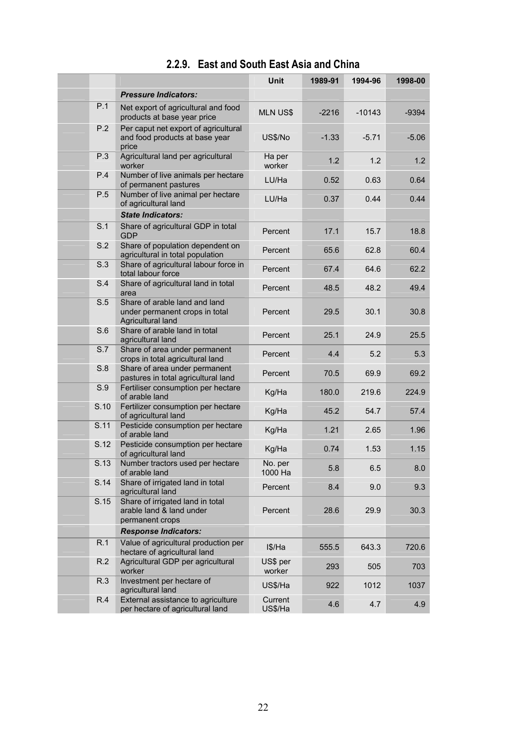### 2.2.9. East and South East Asia and China

| | | Unit | 1989-91 | 1994-96 | 1998-00 |
|---|---|---|---|---|---|
| | ***Pressure Indicators:*** | | | | |
| P.1 | Net export of agricultural and food products at base year price | MLN US$ | -2216 | -10143 | -9394 |
| P.2 | Per caput net export of agricultural and food products at base year price | US$/No | -1.33 | -5.71 | -5.06 |
| P.3 | Agricultural land per agricultural worker | Ha per worker | 1.2 | 1.2 | 1.2 |
| P.4 | Number of live animals per hectare of permanent pastures | LU/Ha | 0.52 | 0.63 | 0.64 |
| P.5 | Number of live animal per hectare of agricultural land | LU/Ha | 0.37 | 0.44 | 0.44 |
| | ***State Indicators:*** | | | | |
| S.1 | Share of agricultural GDP in total GDP | Percent | 17.1 | 15.7 | 18.8 |
| S.2 | Share of population dependent on agricultural in total population | Percent | 65.6 | 62.8 | 60.4 |
| S.3 | Share of agricultural labour force in total labour force | Percent | 67.4 | 64.6 | 62.2 |
| S.4 | Share of agricultural land in total area | Percent | 48.5 | 48.2 | 49.4 |
| S.5 | Share of arable land and land under permanent crops in total Agricultural land | Percent | 29.5 | 30.1 | 30.8 |
| S.6 | Share of arable land in total agricultural land | Percent | 25.1 | 24.9 | 25.5 |
| S.7 | Share of area under permanent crops in total agricultural land | Percent | 4.4 | 5.2 | 5.3 |
| S.8 | Share of area under permanent pastures in total agricultural land | Percent | 70.5 | 69.9 | 69.2 |
| S.9 | Fertiliser consumption per hectare of arable land | Kg/Ha | 180.0 | 219.6 | 224.9 |
| S.10 | Fertilizer consumption per hectare of agricultural land | Kg/Ha | 45.2 | 54.7 | 57.4 |
| S.11 | Pesticide consumption per hectare of arable land | Kg/Ha | 1.21 | 2.65 | 1.96 |
| S.12 | Pesticide consumption per hectare of agricultural land | Kg/Ha | 0.74 | 1.53 | 1.15 |
| S.13 | Number tractors used per hectare of arable land | No. per 1000 Ha | 5.8 | 6.5 | 8.0 |
| S.14 | Share of irrigated land in total agricultural land | Percent | 8.4 | 9.0 | 9.3 |
| S.15 | Share of irrigated land in total arable land & land under permanent crops | Percent | 28.6 | 29.9 | 30.3 |
| | ***Response Indicators:*** | | | | |
| R.1 | Value of agricultural production per hectare of agricultural land | I$/Ha | 555.5 | 643.3 | 720.6 |
| R.2 | Agricultural GDP per agricultural worker | US$ per worker | 293 | 505 | 703 |
| R.3 | Investment per hectare of agricultural land | US$/Ha | 922 | 1012 | 1037 |
| R.4 | External assistance to agriculture per hectare of agricultural land | Current US$/Ha | 4.6 | 4.7 | 4.9 |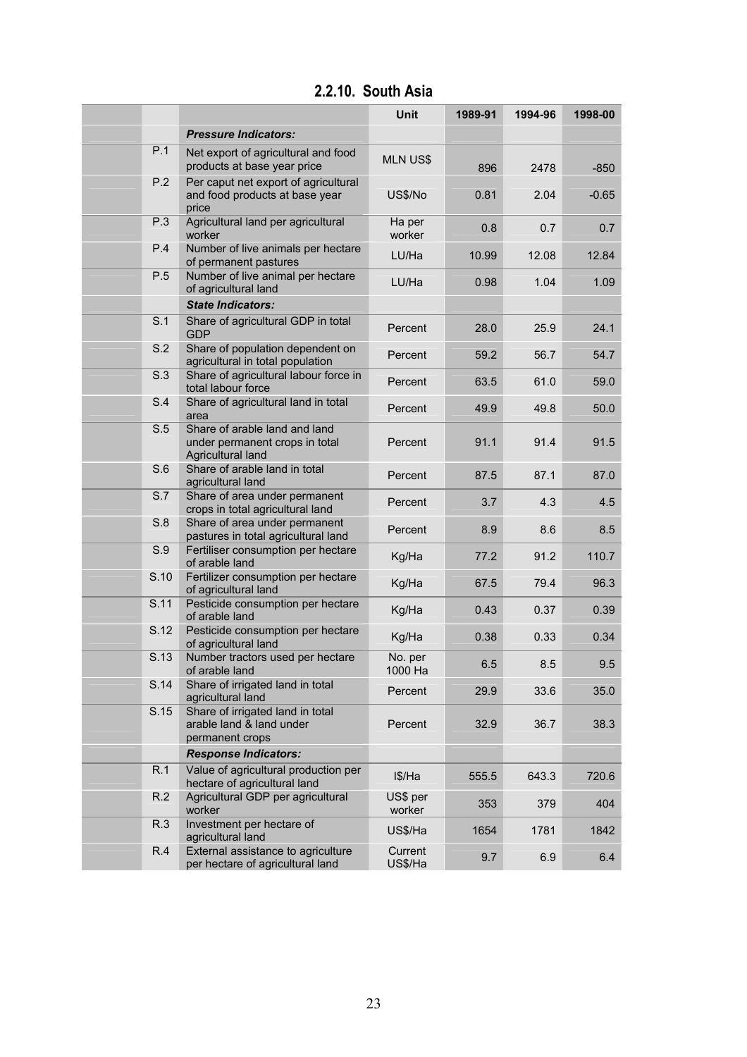## 2.2.10. South Asia

| | | Unit | 1989-91 | 1994-96 | 1998-00 |
|---|---|---|---|---|---|
| | ***Pressure Indicators:*** | | | | |
| P.1 | Net export of agricultural and food products at base year price | MLN US$ | 896 | 2478 | -850 |
| P.2 | Per caput net export of agricultural and food products at base year price | US$/No | 0.81 | 2.04 | -0.65 |
| P.3 | Agricultural land per agricultural worker | Ha per worker | 0.8 | 0.7 | 0.7 |
| P.4 | Number of live animals per hectare of permanent pastures | LU/Ha | 10.99 | 12.08 | 12.84 |
| P.5 | Number of live animal per hectare of agricultural land | LU/Ha | 0.98 | 1.04 | 1.09 |
| | ***State Indicators:*** | | | | |
| S.1 | Share of agricultural GDP in total GDP | Percent | 28.0 | 25.9 | 24.1 |
| S.2 | Share of population dependent on agricultural in total population | Percent | 59.2 | 56.7 | 54.7 |
| S.3 | Share of agricultural labour force in total labour force | Percent | 63.5 | 61.0 | 59.0 |
| S.4 | Share of agricultural land in total area | Percent | 49.9 | 49.8 | 50.0 |
| S.5 | Share of arable land and land under permanent crops in total Agricultural land | Percent | 91.1 | 91.4 | 91.5 |
| S.6 | Share of arable land in total agricultural land | Percent | 87.5 | 87.1 | 87.0 |
| S.7 | Share of area under permanent crops in total agricultural land | Percent | 3.7 | 4.3 | 4.5 |
| S.8 | Share of area under permanent pastures in total agricultural land | Percent | 8.9 | 8.6 | 8.5 |
| S.9 | Fertiliser consumption per hectare of arable land | Kg/Ha | 77.2 | 91.2 | 110.7 |
| S.10 | Fertilizer consumption per hectare of agricultural land | Kg/Ha | 67.5 | 79.4 | 96.3 |
| S.11 | Pesticide consumption per hectare of arable land | Kg/Ha | 0.43 | 0.37 | 0.39 |
| S.12 | Pesticide consumption per hectare of agricultural land | Kg/Ha | 0.38 | 0.33 | 0.34 |
| S.13 | Number tractors used per hectare of arable land | No. per 1000 Ha | 6.5 | 8.5 | 9.5 |
| S.14 | Share of irrigated land in total agricultural land | Percent | 29.9 | 33.6 | 35.0 |
| S.15 | Share of irrigated land in total arable land & land under permanent crops | Percent | 32.9 | 36.7 | 38.3 |
| | ***Response Indicators:*** | | | | |
| R.1 | Value of agricultural production per hectare of agricultural land | I$/Ha | 555.5 | 643.3 | 720.6 |
| R.2 | Agricultural GDP per agricultural worker | US$ per worker | 353 | 379 | 404 |
| R.3 | Investment per hectare of agricultural land | US$/Ha | 1654 | 1781 | 1842 |
| R.4 | External assistance to agriculture per hectare of agricultural land | Current US$/Ha | 9.7 | 6.9 | 6.4 |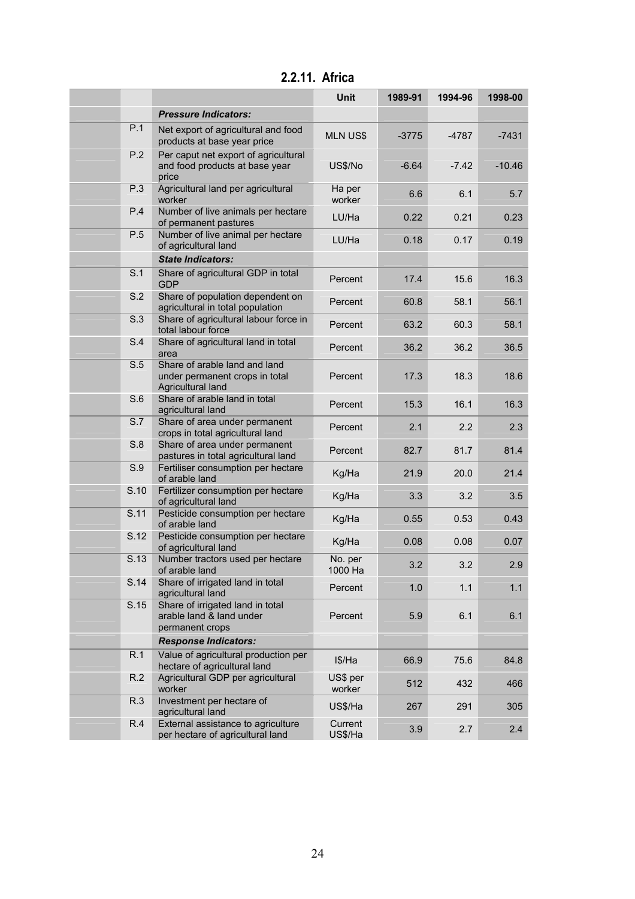## 2.2.11. Africa

| | | Unit | 1989-91 | 1994-96 | 1998-00 |
|---|---|---|---|---|---|
| | ***Pressure Indicators:*** | | | | |
| P.1 | Net export of agricultural and food products at base year price | MLN US$ | -3775 | -4787 | -7431 |
| P.2 | Per caput net export of agricultural and food products at base year price | US$/No | -6.64 | -7.42 | -10.46 |
| P.3 | Agricultural land per agricultural worker | Ha per worker | 6.6 | 6.1 | 5.7 |
| P.4 | Number of live animals per hectare of permanent pastures | LU/Ha | 0.22 | 0.21 | 0.23 |
| P.5 | Number of live animal per hectare of agricultural land | LU/Ha | 0.18 | 0.17 | 0.19 |
| | ***State Indicators:*** | | | | |
| S.1 | Share of agricultural GDP in total GDP | Percent | 17.4 | 15.6 | 16.3 |
| S.2 | Share of population dependent on agricultural in total population | Percent | 60.8 | 58.1 | 56.1 |
| S.3 | Share of agricultural labour force in total labour force | Percent | 63.2 | 60.3 | 58.1 |
| S.4 | Share of agricultural land in total area | Percent | 36.2 | 36.2 | 36.5 |
| S.5 | Share of arable land and land under permanent crops in total Agricultural land | Percent | 17.3 | 18.3 | 18.6 |
| S.6 | Share of arable land in total agricultural land | Percent | 15.3 | 16.1 | 16.3 |
| S.7 | Share of area under permanent crops in total agricultural land | Percent | 2.1 | 2.2 | 2.3 |
| S.8 | Share of area under permanent pastures in total agricultural land | Percent | 82.7 | 81.7 | 81.4 |
| S.9 | Fertiliser consumption per hectare of arable land | Kg/Ha | 21.9 | 20.0 | 21.4 |
| S.10 | Fertilizer consumption per hectare of agricultural land | Kg/Ha | 3.3 | 3.2 | 3.5 |
| S.11 | Pesticide consumption per hectare of arable land | Kg/Ha | 0.55 | 0.53 | 0.43 |
| S.12 | Pesticide consumption per hectare of agricultural land | Kg/Ha | 0.08 | 0.08 | 0.07 |
| S.13 | Number tractors used per hectare of arable land | No. per 1000 Ha | 3.2 | 3.2 | 2.9 |
| S.14 | Share of irrigated land in total agricultural land | Percent | 1.0 | 1.1 | 1.1 |
| S.15 | Share of irrigated land in total arable land & land under permanent crops | Percent | 5.9 | 6.1 | 6.1 |
| | ***Response Indicators:*** | | | | |
| R.1 | Value of agricultural production per hectare of agricultural land | I$/Ha | 66.9 | 75.6 | 84.8 |
| R.2 | Agricultural GDP per agricultural worker | US$ per worker | 512 | 432 | 466 |
| R.3 | Investment per hectare of agricultural land | US$/Ha | 267 | 291 | 305 |
| R.4 | External assistance to agriculture per hectare of agricultural land | Current US$/Ha | 3.9 | 2.7 | 2.4 |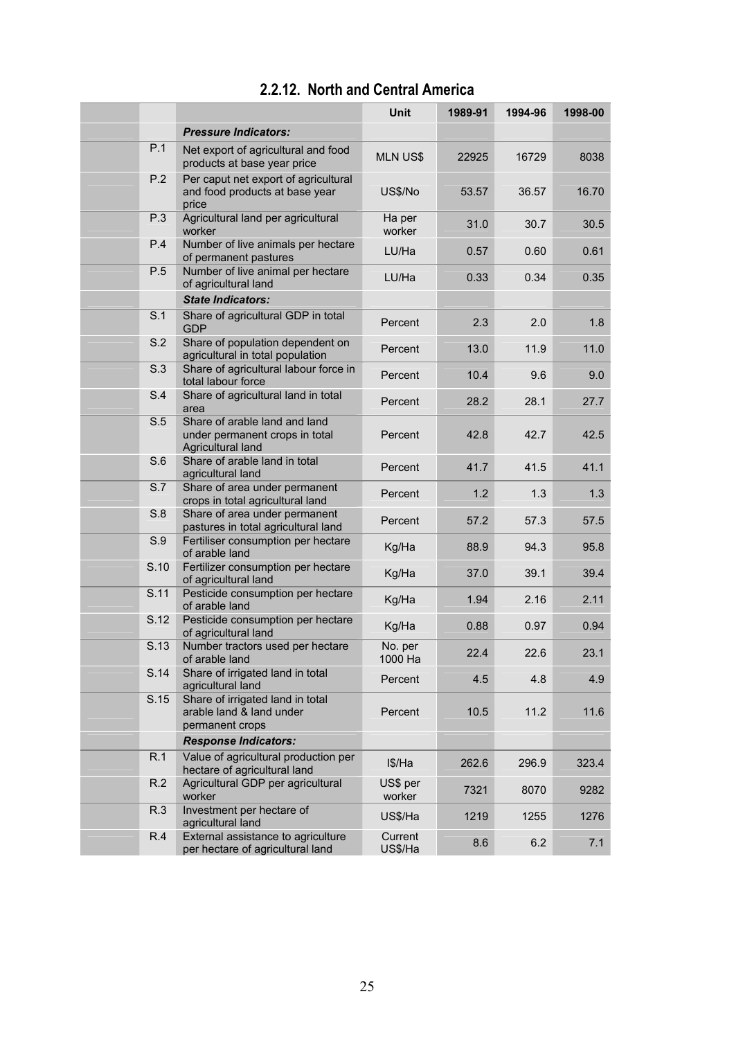## 2.2.12. North and Central America

| | | Unit | 1989-91 | 1994-96 | 1998-00 |
|---|---|---|---|---|---|
| | ***Pressure Indicators:*** | | | | |
| P.1 | Net export of agricultural and food products at base year price | MLN US$ | 22925 | 16729 | 8038 |
| P.2 | Per caput net export of agricultural and food products at base year price | US$/No | 53.57 | 36.57 | 16.70 |
| P.3 | Agricultural land per agricultural worker | Ha per worker | 31.0 | 30.7 | 30.5 |
| P.4 | Number of live animals per hectare of permanent pastures | LU/Ha | 0.57 | 0.60 | 0.61 |
| P.5 | Number of live animal per hectare of agricultural land | LU/Ha | 0.33 | 0.34 | 0.35 |
| | ***State Indicators:*** | | | | |
| S.1 | Share of agricultural GDP in total GDP | Percent | 2.3 | 2.0 | 1.8 |
| S.2 | Share of population dependent on agricultural in total population | Percent | 13.0 | 11.9 | 11.0 |
| S.3 | Share of agricultural labour force in total labour force | Percent | 10.4 | 9.6 | 9.0 |
| S.4 | Share of agricultural land in total area | Percent | 28.2 | 28.1 | 27.7 |
| S.5 | Share of arable land and land under permanent crops in total Agricultural land | Percent | 42.8 | 42.7 | 42.5 |
| S.6 | Share of arable land in total agricultural land | Percent | 41.7 | 41.5 | 41.1 |
| S.7 | Share of area under permanent crops in total agricultural land | Percent | 1.2 | 1.3 | 1.3 |
| S.8 | Share of area under permanent pastures in total agricultural land | Percent | 57.2 | 57.3 | 57.5 |
| S.9 | Fertiliser consumption per hectare of arable land | Kg/Ha | 88.9 | 94.3 | 95.8 |
| S.10 | Fertilizer consumption per hectare of agricultural land | Kg/Ha | 37.0 | 39.1 | 39.4 |
| S.11 | Pesticide consumption per hectare of arable land | Kg/Ha | 1.94 | 2.16 | 2.11 |
| S.12 | Pesticide consumption per hectare of agricultural land | Kg/Ha | 0.88 | 0.97 | 0.94 |
| S.13 | Number tractors used per hectare of arable land | No. per 1000 Ha | 22.4 | 22.6 | 23.1 |
| S.14 | Share of irrigated land in total agricultural land | Percent | 4.5 | 4.8 | 4.9 |
| S.15 | Share of irrigated land in total arable land & land under permanent crops | Percent | 10.5 | 11.2 | 11.6 |
| | ***Response Indicators:*** | | | | |
| R.1 | Value of agricultural production per hectare of agricultural land | I$/Ha | 262.6 | 296.9 | 323.4 |
| R.2 | Agricultural GDP per agricultural worker | US$ per worker | 7321 | 8070 | 9282 |
| R.3 | Investment per hectare of agricultural land | US$/Ha | 1219 | 1255 | 1276 |
| R.4 | External assistance to agriculture per hectare of agricultural land | Current US$/Ha | 8.6 | 6.2 | 7.1 |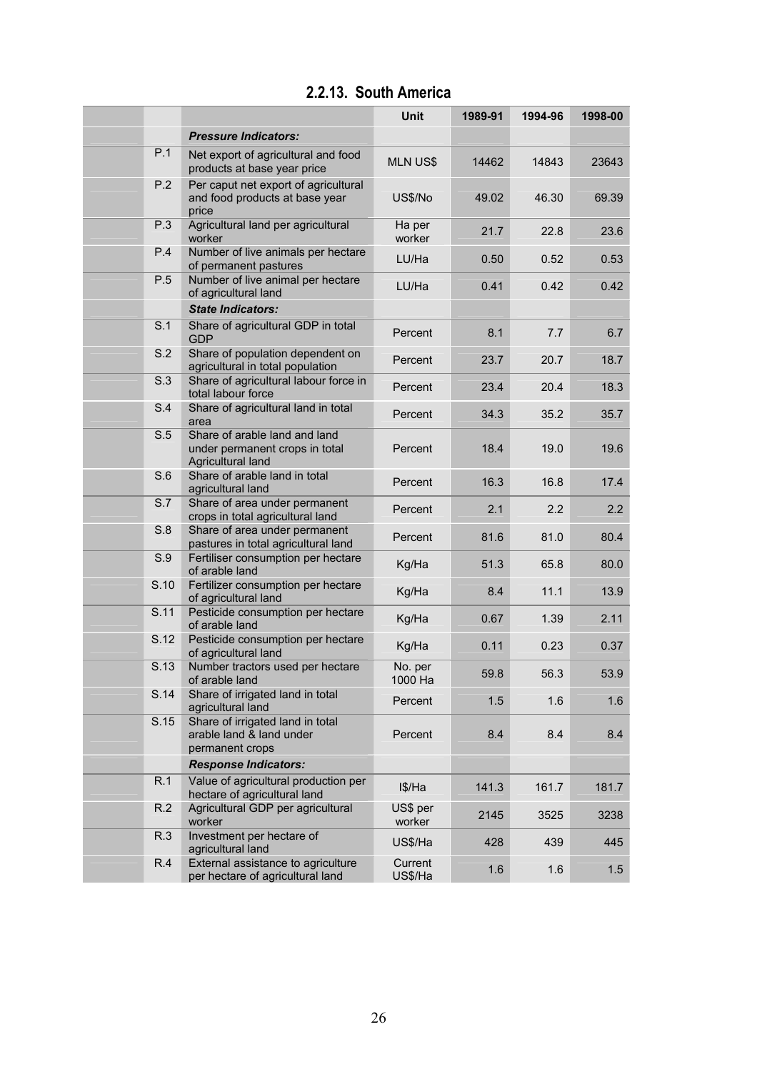### 2.2.13. South America

| | | Unit | 1989-91 | 1994-96 | 1998-00 |
|---|---|---|---|---|---|
| | ***Pressure Indicators:*** | | | | |
| P.1 | Net export of agricultural and food products at base year price | MLN US$ | 14462 | 14843 | 23643 |
| P.2 | Per caput net export of agricultural and food products at base year price | US$/No | 49.02 | 46.30 | 69.39 |
| P.3 | Agricultural land per agricultural worker | Ha per worker | 21.7 | 22.8 | 23.6 |
| P.4 | Number of live animals per hectare of permanent pastures | LU/Ha | 0.50 | 0.52 | 0.53 |
| P.5 | Number of live animal per hectare of agricultural land | LU/Ha | 0.41 | 0.42 | 0.42 |
| | ***State Indicators:*** | | | | |
| S.1 | Share of agricultural GDP in total GDP | Percent | 8.1 | 7.7 | 6.7 |
| S.2 | Share of population dependent on agricultural in total population | Percent | 23.7 | 20.7 | 18.7 |
| S.3 | Share of agricultural labour force in total labour force | Percent | 23.4 | 20.4 | 18.3 |
| S.4 | Share of agricultural land in total area | Percent | 34.3 | 35.2 | 35.7 |
| S.5 | Share of arable land and land under permanent crops in total Agricultural land | Percent | 18.4 | 19.0 | 19.6 |
| S.6 | Share of arable land in total agricultural land | Percent | 16.3 | 16.8 | 17.4 |
| S.7 | Share of area under permanent crops in total agricultural land | Percent | 2.1 | 2.2 | 2.2 |
| S.8 | Share of area under permanent pastures in total agricultural land | Percent | 81.6 | 81.0 | 80.4 |
| S.9 | Fertiliser consumption per hectare of arable land | Kg/Ha | 51.3 | 65.8 | 80.0 |
| S.10 | Fertilizer consumption per hectare of agricultural land | Kg/Ha | 8.4 | 11.1 | 13.9 |
| S.11 | Pesticide consumption per hectare of arable land | Kg/Ha | 0.67 | 1.39 | 2.11 |
| S.12 | Pesticide consumption per hectare of agricultural land | Kg/Ha | 0.11 | 0.23 | 0.37 |
| S.13 | Number tractors used per hectare of arable land | No. per 1000 Ha | 59.8 | 56.3 | 53.9 |
| S.14 | Share of irrigated land in total agricultural land | Percent | 1.5 | 1.6 | 1.6 |
| S.15 | Share of irrigated land in total arable land & land under permanent crops | Percent | 8.4 | 8.4 | 8.4 |
| | ***Response Indicators:*** | | | | |
| R.1 | Value of agricultural production per hectare of agricultural land | I$/Ha | 141.3 | 161.7 | 181.7 |
| R.2 | Agricultural GDP per agricultural worker | US$ per worker | 2145 | 3525 | 3238 |
| R.3 | Investment per hectare of agricultural land | US$/Ha | 428 | 439 | 445 |
| R.4 | External assistance to agriculture per hectare of agricultural land | Current US$/Ha | 1.6 | 1.6 | 1.5 |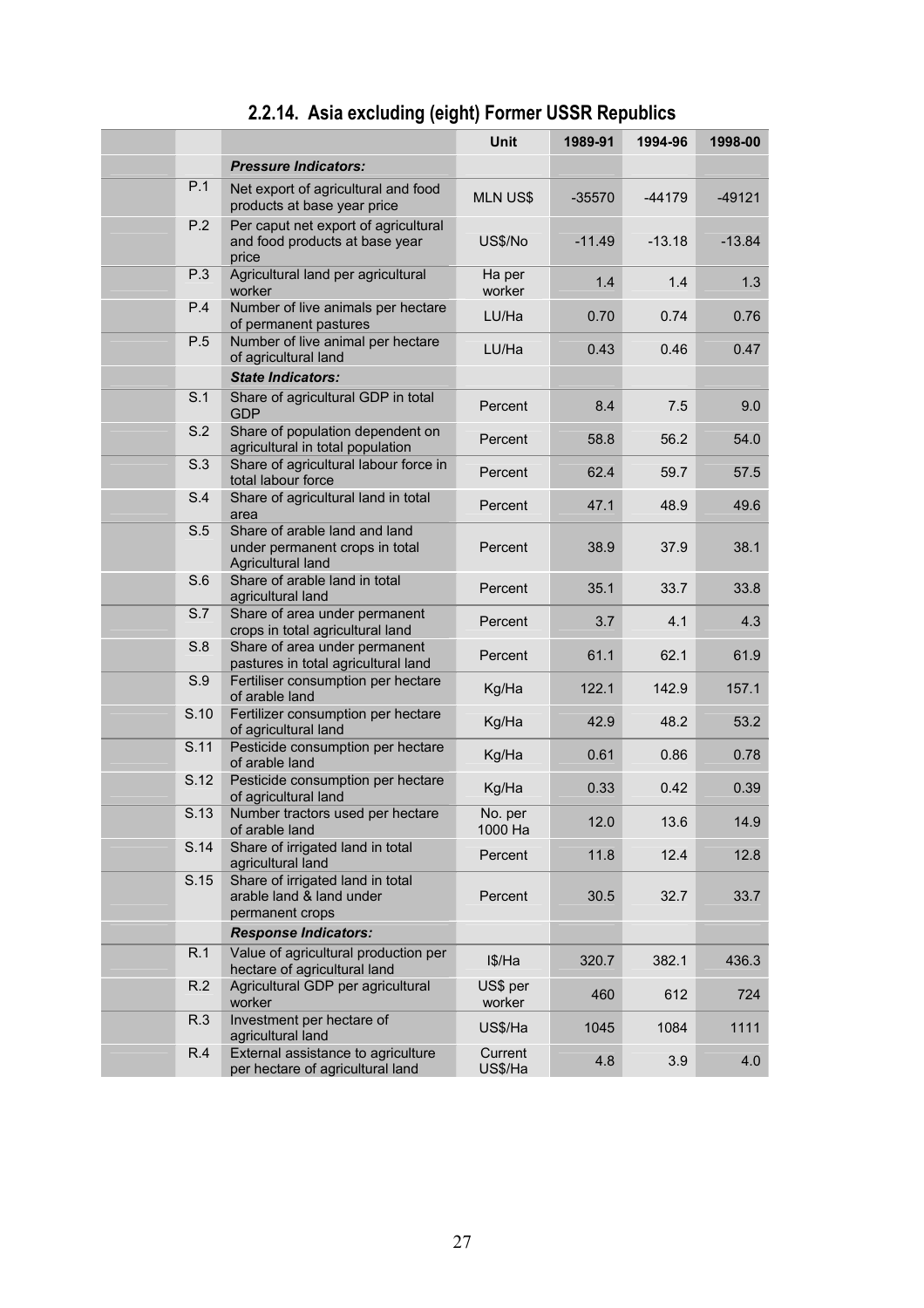## 2.2.14. Asia excluding (eight) Former USSR Republics

| | | Unit | 1989-91 | 1994-96 | 1998-00 |
|---|---|---|---|---|---|
| | ***Pressure Indicators:*** | | | | |
| P.1 | Net export of agricultural and food products at base year price | MLN US$ | -35570 | -44179 | -49121 |
| P.2 | Per caput net export of agricultural and food products at base year price | US$/No | -11.49 | -13.18 | -13.84 |
| P.3 | Agricultural land per agricultural worker | Ha per worker | 1.4 | 1.4 | 1.3 |
| P.4 | Number of live animals per hectare of permanent pastures | LU/Ha | 0.70 | 0.74 | 0.76 |
| P.5 | Number of live animal per hectare of agricultural land | LU/Ha | 0.43 | 0.46 | 0.47 |
| | ***State Indicators:*** | | | | |
| S.1 | Share of agricultural GDP in total GDP | Percent | 8.4 | 7.5 | 9.0 |
| S.2 | Share of population dependent on agricultural in total population | Percent | 58.8 | 56.2 | 54.0 |
| S.3 | Share of agricultural labour force in total labour force | Percent | 62.4 | 59.7 | 57.5 |
| S.4 | Share of agricultural land in total area | Percent | 47.1 | 48.9 | 49.6 |
| S.5 | Share of arable land and land under permanent crops in total Agricultural land | Percent | 38.9 | 37.9 | 38.1 |
| S.6 | Share of arable land in total agricultural land | Percent | 35.1 | 33.7 | 33.8 |
| S.7 | Share of area under permanent crops in total agricultural land | Percent | 3.7 | 4.1 | 4.3 |
| S.8 | Share of area under permanent pastures in total agricultural land | Percent | 61.1 | 62.1 | 61.9 |
| S.9 | Fertiliser consumption per hectare of arable land | Kg/Ha | 122.1 | 142.9 | 157.1 |
| S.10 | Fertilizer consumption per hectare of agricultural land | Kg/Ha | 42.9 | 48.2 | 53.2 |
| S.11 | Pesticide consumption per hectare of arable land | Kg/Ha | 0.61 | 0.86 | 0.78 |
| S.12 | Pesticide consumption per hectare of agricultural land | Kg/Ha | 0.33 | 0.42 | 0.39 |
| S.13 | Number tractors used per hectare of arable land | No. per 1000 Ha | 12.0 | 13.6 | 14.9 |
| S.14 | Share of irrigated land in total agricultural land | Percent | 11.8 | 12.4 | 12.8 |
| S.15 | Share of irrigated land in total arable land & land under permanent crops | Percent | 30.5 | 32.7 | 33.7 |
| | ***Response Indicators:*** | | | | |
| R.1 | Value of agricultural production per hectare of agricultural land | I$/Ha | 320.7 | 382.1 | 436.3 |
| R.2 | Agricultural GDP per agricultural worker | US$ per worker | 460 | 612 | 724 |
| R.3 | Investment per hectare of agricultural land | US$/Ha | 1045 | 1084 | 1111 |
| R.4 | External assistance to agriculture per hectare of agricultural land | Current US$/Ha | 4.8 | 3.9 | 4.0 |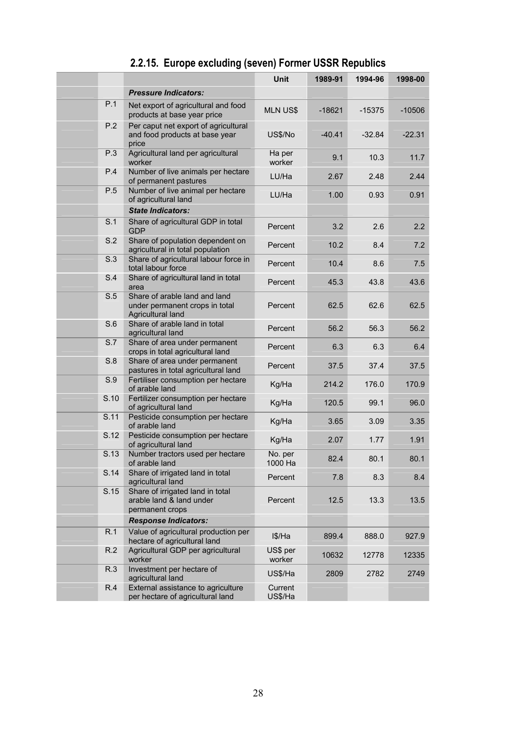## 2.2.15. Europe excluding (seven) Former USSR Republics

| | | Unit | 1989-91 | 1994-96 | 1998-00 |
|---|---|---|---|---|---|
| | ***Pressure Indicators:*** | | | | |
| P.1 | Net export of agricultural and food products at base year price | MLN US$ | -18621 | -15375 | -10506 |
| P.2 | Per caput net export of agricultural and food products at base year price | US$/No | -40.41 | -32.84 | -22.31 |
| P.3 | Agricultural land per agricultural worker | Ha per worker | 9.1 | 10.3 | 11.7 |
| P.4 | Number of live animals per hectare of permanent pastures | LU/Ha | 2.67 | 2.48 | 2.44 |
| P.5 | Number of live animal per hectare of agricultural land | LU/Ha | 1.00 | 0.93 | 0.91 |
| | ***State Indicators:*** | | | | |
| S.1 | Share of agricultural GDP in total GDP | Percent | 3.2 | 2.6 | 2.2 |
| S.2 | Share of population dependent on agricultural in total population | Percent | 10.2 | 8.4 | 7.2 |
| S.3 | Share of agricultural labour force in total labour force | Percent | 10.4 | 8.6 | 7.5 |
| S.4 | Share of agricultural land in total area | Percent | 45.3 | 43.8 | 43.6 |
| S.5 | Share of arable land and land under permanent crops in total Agricultural land | Percent | 62.5 | 62.6 | 62.5 |
| S.6 | Share of arable land in total agricultural land | Percent | 56.2 | 56.3 | 56.2 |
| S.7 | Share of area under permanent crops in total agricultural land | Percent | 6.3 | 6.3 | 6.4 |
| S.8 | Share of area under permanent pastures in total agricultural land | Percent | 37.5 | 37.4 | 37.5 |
| S.9 | Fertiliser consumption per hectare of arable land | Kg/Ha | 214.2 | 176.0 | 170.9 |
| S.10 | Fertilizer consumption per hectare of agricultural land | Kg/Ha | 120.5 | 99.1 | 96.0 |
| S.11 | Pesticide consumption per hectare of arable land | Kg/Ha | 3.65 | 3.09 | 3.35 |
| S.12 | Pesticide consumption per hectare of agricultural land | Kg/Ha | 2.07 | 1.77 | 1.91 |
| S.13 | Number tractors used per hectare of arable land | No. per 1000 Ha | 82.4 | 80.1 | 80.1 |
| S.14 | Share of irrigated land in total agricultural land | Percent | 7.8 | 8.3 | 8.4 |
| S.15 | Share of irrigated land in total arable land & land under permanent crops | Percent | 12.5 | 13.3 | 13.5 |
| | ***Response Indicators:*** | | | | |
| R.1 | Value of agricultural production per hectare of agricultural land | I$/Ha | 899.4 | 888.0 | 927.9 |
| R.2 | Agricultural GDP per agricultural worker | US$ per worker | 10632 | 12778 | 12335 |
| R.3 | Investment per hectare of agricultural land | US$/Ha | 2809 | 2782 | 2749 |
| R.4 | External assistance to agriculture per hectare of agricultural land | Current US$/Ha | | | |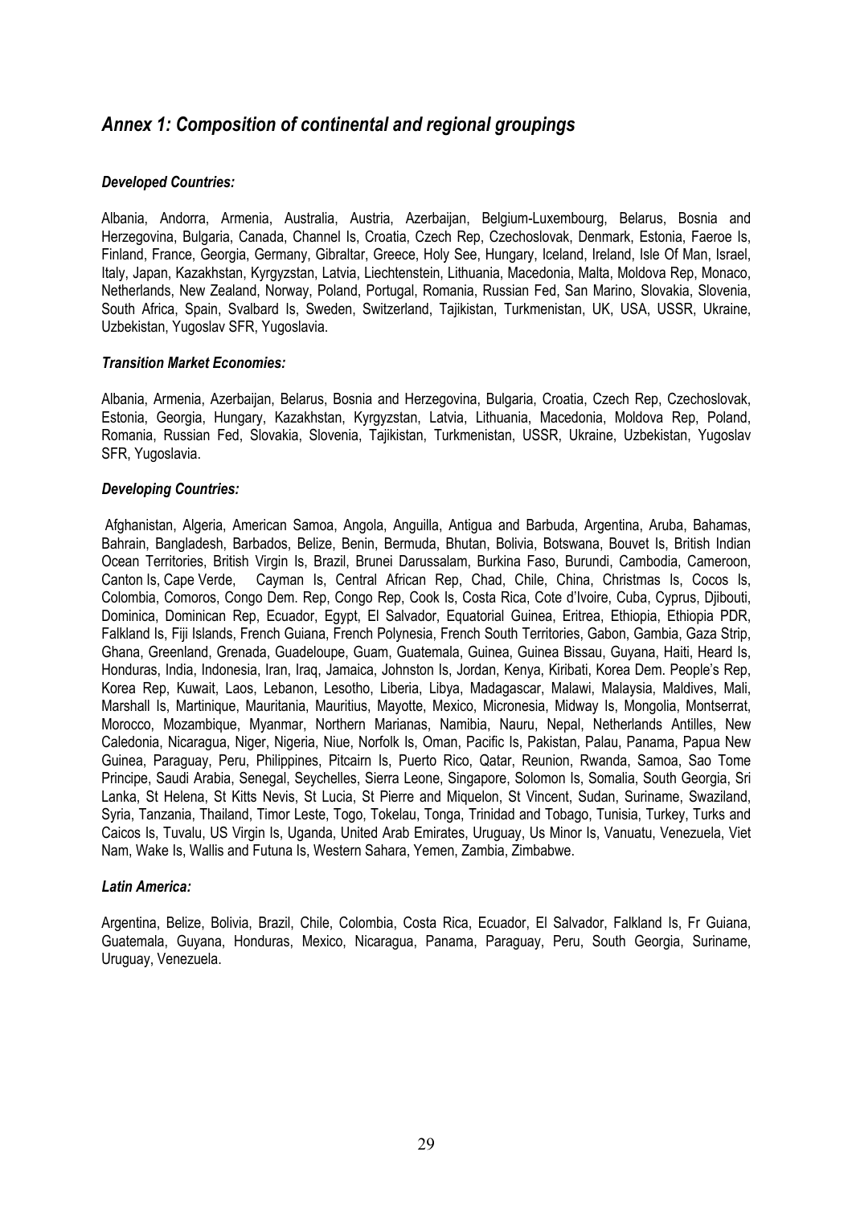## *Annex 1: Composition of continental and regional groupings*

***Developed Countries:***

Albania, Andorra, Armenia, Australia, Austria, Azerbaijan, Belgium-Luxembourg, Belarus, Bosnia and Herzegovina, Bulgaria, Canada, Channel Is, Croatia, Czech Rep, Czechoslovak, Denmark, Estonia, Faeroe Is, Finland, France, Georgia, Germany, Gibraltar, Greece, Holy See, Hungary, Iceland, Ireland, Isle Of Man, Israel, Italy, Japan, Kazakhstan, Kyrgyzstan, Latvia, Liechtenstein, Lithuania, Macedonia, Malta, Moldova Rep, Monaco, Netherlands, New Zealand, Norway, Poland, Portugal, Romania, Russian Fed, San Marino, Slovakia, Slovenia, South Africa, Spain, Svalbard Is, Sweden, Switzerland, Tajikistan, Turkmenistan, UK, USA, USSR, Ukraine, Uzbekistan, Yugoslav SFR, Yugoslavia.

***Transition Market Economies:***

Albania, Armenia, Azerbaijan, Belarus, Bosnia and Herzegovina, Bulgaria, Croatia, Czech Rep, Czechoslovak, Estonia, Georgia, Hungary, Kazakhstan, Kyrgyzstan, Latvia, Lithuania, Macedonia, Moldova Rep, Poland, Romania, Russian Fed, Slovakia, Slovenia, Tajikistan, Turkmenistan, USSR, Ukraine, Uzbekistan, Yugoslav SFR, Yugoslavia.

***Developing Countries:***

Afghanistan, Algeria, American Samoa, Angola, Anguilla, Antigua and Barbuda, Argentina, Aruba, Bahamas, Bahrain, Bangladesh, Barbados, Belize, Benin, Bermuda, Bhutan, Bolivia, Botswana, Bouvet Is, British Indian Ocean Territories, British Virgin Is, Brazil, Brunei Darussalam, Burkina Faso, Burundi, Cambodia, Cameroon, Canton Is, Cape Verde, Cayman Is, Central African Rep, Chad, Chile, China, Christmas Is, Cocos Is, Colombia, Comoros, Congo Dem. Rep, Congo Rep, Cook Is, Costa Rica, Cote d'Ivoire, Cuba, Cyprus, Djibouti, Dominica, Dominican Rep, Ecuador, Egypt, El Salvador, Equatorial Guinea, Eritrea, Ethiopia, Ethiopia PDR, Falkland Is, Fiji Islands, French Guiana, French Polynesia, French South Territories, Gabon, Gambia, Gaza Strip, Ghana, Greenland, Grenada, Guadeloupe, Guam, Guatemala, Guinea, Guinea Bissau, Guyana, Haiti, Heard Is, Honduras, India, Indonesia, Iran, Iraq, Jamaica, Johnston Is, Jordan, Kenya, Kiribati, Korea Dem. People's Rep, Korea Rep, Kuwait, Laos, Lebanon, Lesotho, Liberia, Libya, Madagascar, Malawi, Malaysia, Maldives, Mali, Marshall Is, Martinique, Mauritania, Mauritius, Mayotte, Mexico, Micronesia, Midway Is, Mongolia, Montserrat, Morocco, Mozambique, Myanmar, Northern Marianas, Namibia, Nauru, Nepal, Netherlands Antilles, New Caledonia, Nicaragua, Niger, Nigeria, Niue, Norfolk Is, Oman, Pacific Is, Pakistan, Palau, Panama, Papua New Guinea, Paraguay, Peru, Philippines, Pitcairn Is, Puerto Rico, Qatar, Reunion, Rwanda, Samoa, Sao Tome Principe, Saudi Arabia, Senegal, Seychelles, Sierra Leone, Singapore, Solomon Is, Somalia, South Georgia, Sri Lanka, St Helena, St Kitts Nevis, St Lucia, St Pierre and Miquelon, St Vincent, Sudan, Suriname, Swaziland, Syria, Tanzania, Thailand, Timor Leste, Togo, Tokelau, Tonga, Trinidad and Tobago, Tunisia, Turkey, Turks and Caicos Is, Tuvalu, US Virgin Is, Uganda, United Arab Emirates, Uruguay, Us Minor Is, Vanuatu, Venezuela, Viet Nam, Wake Is, Wallis and Futuna Is, Western Sahara, Yemen, Zambia, Zimbabwe.

***Latin America:***

Argentina, Belize, Bolivia, Brazil, Chile, Colombia, Costa Rica, Ecuador, El Salvador, Falkland Is, Fr Guiana, Guatemala, Guyana, Honduras, Mexico, Nicaragua, Panama, Paraguay, Peru, South Georgia, Suriname, Uruguay, Venezuela.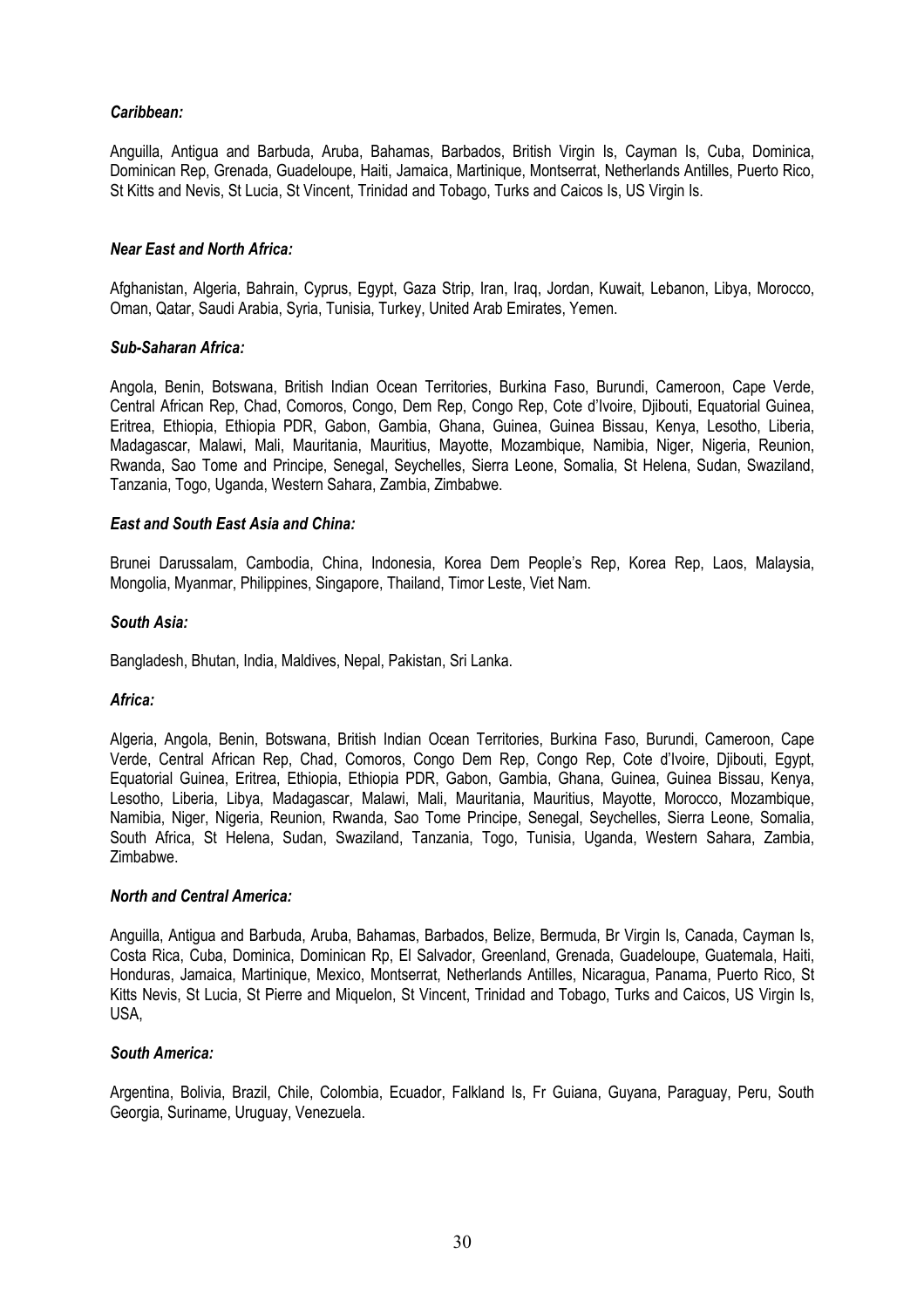***Caribbean:***

Anguilla, Antigua and Barbuda, Aruba, Bahamas, Barbados, British Virgin Is, Cayman Is, Cuba, Dominica, Dominican Rep, Grenada, Guadeloupe, Haiti, Jamaica, Martinique, Montserrat, Netherlands Antilles, Puerto Rico, St Kitts and Nevis, St Lucia, St Vincent, Trinidad and Tobago, Turks and Caicos Is, US Virgin Is.

***Near East and North Africa:***

Afghanistan, Algeria, Bahrain, Cyprus, Egypt, Gaza Strip, Iran, Iraq, Jordan, Kuwait, Lebanon, Libya, Morocco, Oman, Qatar, Saudi Arabia, Syria, Tunisia, Turkey, United Arab Emirates, Yemen.

***Sub-Saharan Africa:***

Angola, Benin, Botswana, British Indian Ocean Territories, Burkina Faso, Burundi, Cameroon, Cape Verde, Central African Rep, Chad, Comoros, Congo, Dem Rep, Congo Rep, Cote d'Ivoire, Djibouti, Equatorial Guinea, Eritrea, Ethiopia, Ethiopia PDR, Gabon, Gambia, Ghana, Guinea, Guinea Bissau, Kenya, Lesotho, Liberia, Madagascar, Malawi, Mali, Mauritania, Mauritius, Mayotte, Mozambique, Namibia, Niger, Nigeria, Reunion, Rwanda, Sao Tome and Principe, Senegal, Seychelles, Sierra Leone, Somalia, St Helena, Sudan, Swaziland, Tanzania, Togo, Uganda, Western Sahara, Zambia, Zimbabwe.

***East and South East Asia and China:***

Brunei Darussalam, Cambodia, China, Indonesia, Korea Dem People's Rep, Korea Rep, Laos, Malaysia, Mongolia, Myanmar, Philippines, Singapore, Thailand, Timor Leste, Viet Nam.

***South Asia:***

Bangladesh, Bhutan, India, Maldives, Nepal, Pakistan, Sri Lanka.

***Africa:***

Algeria, Angola, Benin, Botswana, British Indian Ocean Territories, Burkina Faso, Burundi, Cameroon, Cape Verde, Central African Rep, Chad, Comoros, Congo Dem Rep, Congo Rep, Cote d'Ivoire, Djibouti, Egypt, Equatorial Guinea, Eritrea, Ethiopia, Ethiopia PDR, Gabon, Gambia, Ghana, Guinea, Guinea Bissau, Kenya, Lesotho, Liberia, Libya, Madagascar, Malawi, Mali, Mauritania, Mauritius, Mayotte, Morocco, Mozambique, Namibia, Niger, Nigeria, Reunion, Rwanda, Sao Tome Principe, Senegal, Seychelles, Sierra Leone, Somalia, South Africa, St Helena, Sudan, Swaziland, Tanzania, Togo, Tunisia, Uganda, Western Sahara, Zambia, Zimbabwe.

***North and Central America:***

Anguilla, Antigua and Barbuda, Aruba, Bahamas, Barbados, Belize, Bermuda, Br Virgin Is, Canada, Cayman Is, Costa Rica, Cuba, Dominica, Dominican Rp, El Salvador, Greenland, Grenada, Guadeloupe, Guatemala, Haiti, Honduras, Jamaica, Martinique, Mexico, Montserrat, Netherlands Antilles, Nicaragua, Panama, Puerto Rico, St Kitts Nevis, St Lucia, St Pierre and Miquelon, St Vincent, Trinidad and Tobago, Turks and Caicos, US Virgin Is, USA,

***South America:***

Argentina, Bolivia, Brazil, Chile, Colombia, Ecuador, Falkland Is, Fr Guiana, Guyana, Paraguay, Peru, South Georgia, Suriname, Uruguay, Venezuela.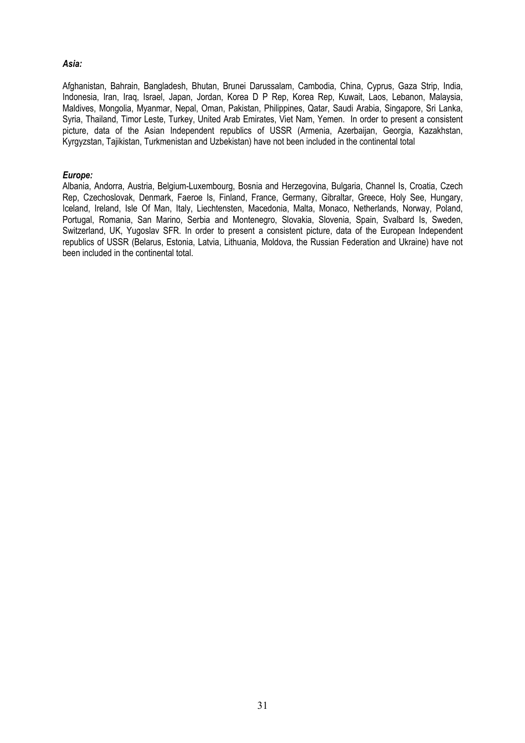***Asia:***

Afghanistan, Bahrain, Bangladesh, Bhutan, Brunei Darussalam, Cambodia, China, Cyprus, Gaza Strip, India, Indonesia, Iran, Iraq, Israel, Japan, Jordan, Korea D P Rep, Korea Rep, Kuwait, Laos, Lebanon, Malaysia, Maldives, Mongolia, Myanmar, Nepal, Oman, Pakistan, Philippines, Qatar, Saudi Arabia, Singapore, Sri Lanka, Syria, Thailand, Timor Leste, Turkey, United Arab Emirates, Viet Nam, Yemen. In order to present a consistent picture, data of the Asian Independent republics of USSR (Armenia, Azerbaijan, Georgia, Kazakhstan, Kyrgyzstan, Tajikistan, Turkmenistan and Uzbekistan) have not been included in the continental total

***Europe:***

Albania, Andorra, Austria, Belgium-Luxembourg, Bosnia and Herzegovina, Bulgaria, Channel Is, Croatia, Czech Rep, Czechoslovak, Denmark, Faeroe Is, Finland, France, Germany, Gibraltar, Greece, Holy See, Hungary, Iceland, Ireland, Isle Of Man, Italy, Liechtensten, Macedonia, Malta, Monaco, Netherlands, Norway, Poland, Portugal, Romania, San Marino, Serbia and Montenegro, Slovakia, Slovenia, Spain, Svalbard Is, Sweden, Switzerland, UK, Yugoslav SFR. In order to present a consistent picture, data of the European Independent republics of USSR (Belarus, Estonia, Latvia, Lithuania, Moldova, the Russian Federation and Ukraine) have not been included in the continental total.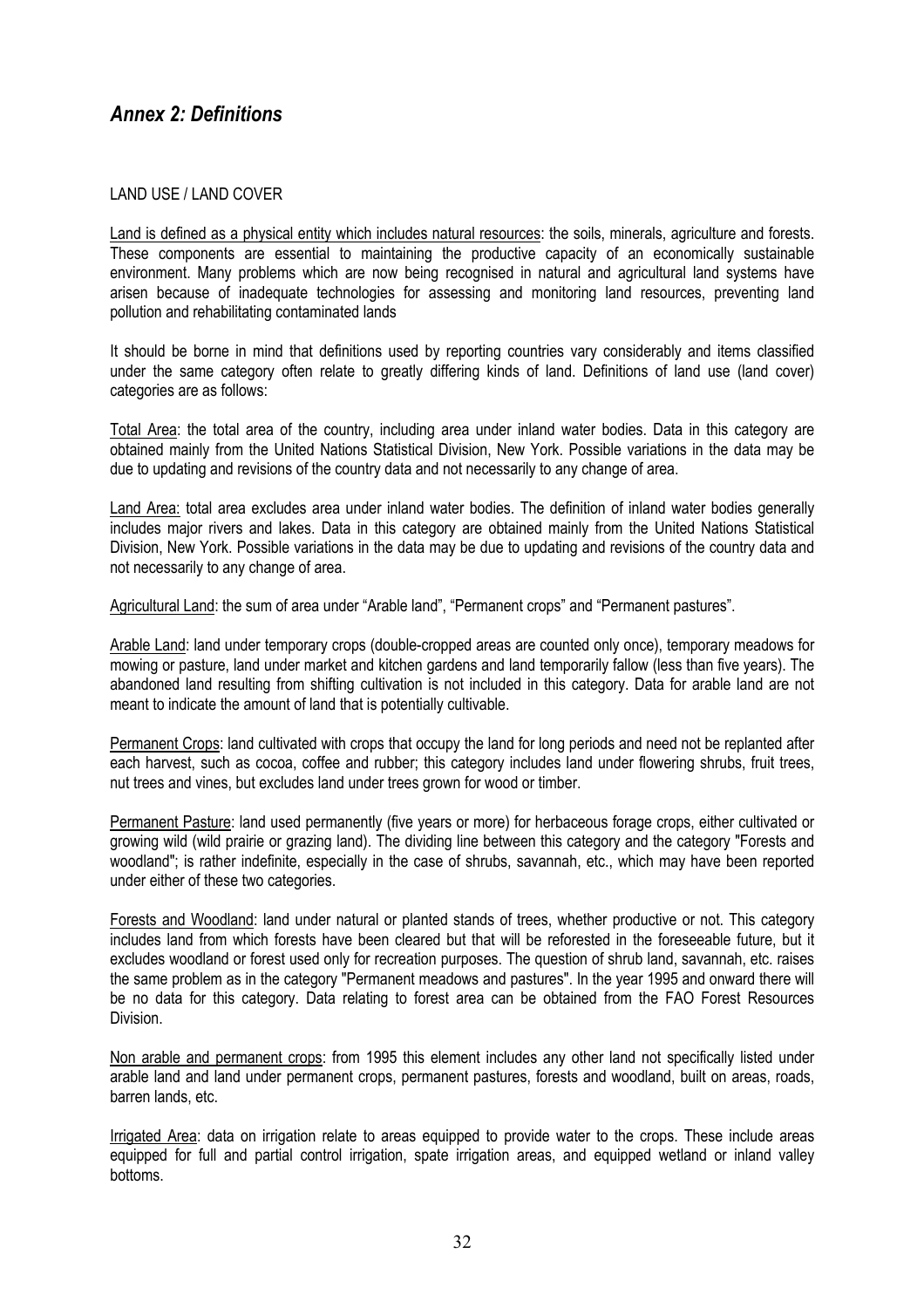## *Annex 2: Definitions*

LAND USE / LAND COVER

Land is defined as a physical entity which includes natural resources: the soils, minerals, agriculture and forests. These components are essential to maintaining the productive capacity of an economically sustainable environment. Many problems which are now being recognised in natural and agricultural land systems have arisen because of inadequate technologies for assessing and monitoring land resources, preventing land pollution and rehabilitating contaminated lands

It should be borne in mind that definitions used by reporting countries vary considerably and items classified under the same category often relate to greatly differing kinds of land. Definitions of land use (land cover) categories are as follows:

Total Area: the total area of the country, including area under inland water bodies. Data in this category are obtained mainly from the United Nations Statistical Division, New York. Possible variations in the data may be due to updating and revisions of the country data and not necessarily to any change of area.

Land Area: total area excludes area under inland water bodies. The definition of inland water bodies generally includes major rivers and lakes. Data in this category are obtained mainly from the United Nations Statistical Division, New York. Possible variations in the data may be due to updating and revisions of the country data and not necessarily to any change of area.

Agricultural Land: the sum of area under "Arable land", "Permanent crops" and "Permanent pastures".

Arable Land: land under temporary crops (double-cropped areas are counted only once), temporary meadows for mowing or pasture, land under market and kitchen gardens and land temporarily fallow (less than five years). The abandoned land resulting from shifting cultivation is not included in this category. Data for arable land are not meant to indicate the amount of land that is potentially cultivable.

Permanent Crops: land cultivated with crops that occupy the land for long periods and need not be replanted after each harvest, such as cocoa, coffee and rubber; this category includes land under flowering shrubs, fruit trees, nut trees and vines, but excludes land under trees grown for wood or timber.

Permanent Pasture: land used permanently (five years or more) for herbaceous forage crops, either cultivated or growing wild (wild prairie or grazing land). The dividing line between this category and the category "Forests and woodland"; is rather indefinite, especially in the case of shrubs, savannah, etc., which may have been reported under either of these two categories.

Forests and Woodland: land under natural or planted stands of trees, whether productive or not. This category includes land from which forests have been cleared but that will be reforested in the foreseeable future, but it excludes woodland or forest used only for recreation purposes. The question of shrub land, savannah, etc. raises the same problem as in the category "Permanent meadows and pastures". In the year 1995 and onward there will be no data for this category. Data relating to forest area can be obtained from the FAO Forest Resources Division.

Non arable and permanent crops: from 1995 this element includes any other land not specifically listed under arable land and land under permanent crops, permanent pastures, forests and woodland, built on areas, roads, barren lands, etc.

Irrigated Area: data on irrigation relate to areas equipped to provide water to the crops. These include areas equipped for full and partial control irrigation, spate irrigation areas, and equipped wetland or inland valley bottoms.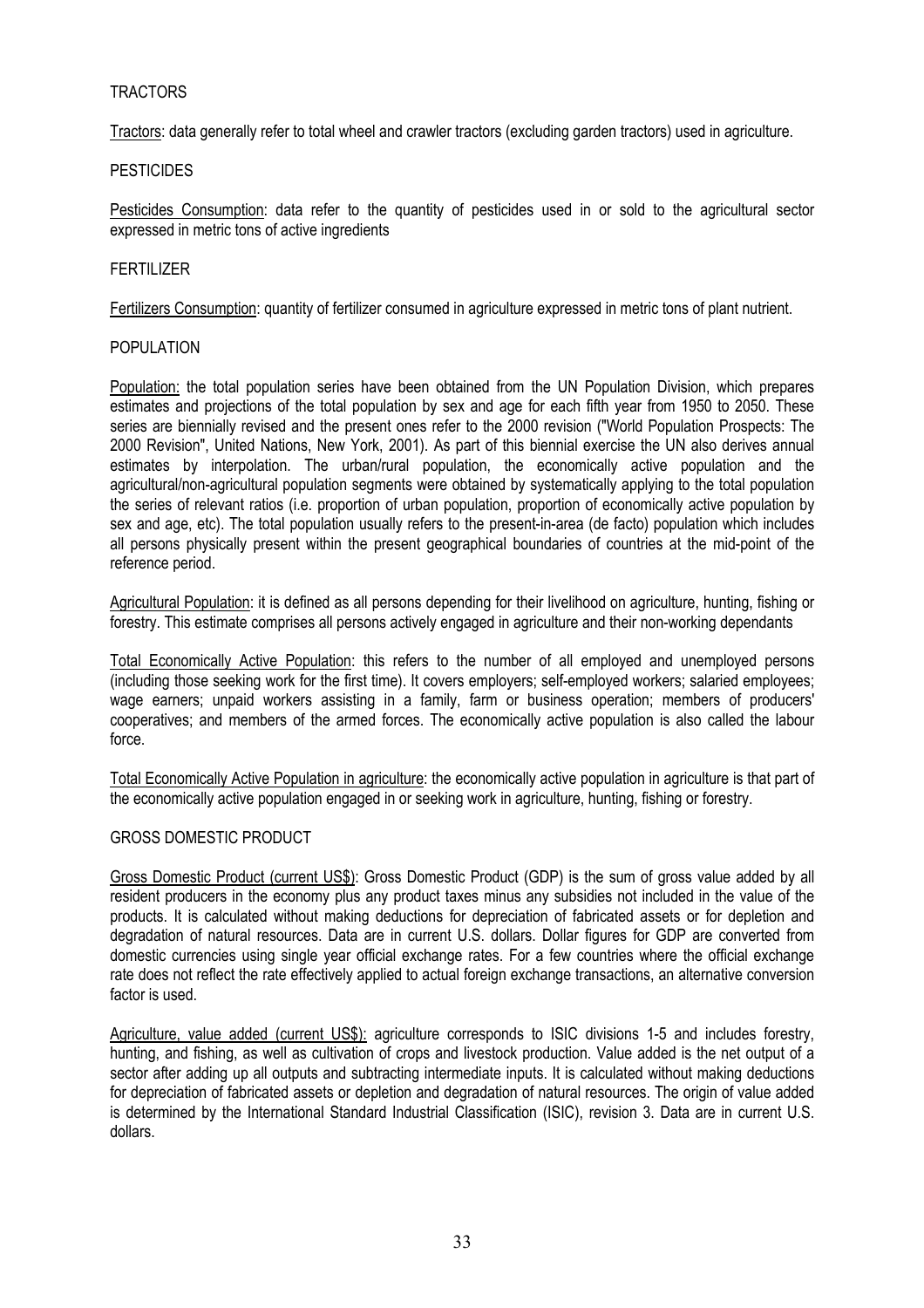## TRACTORS

Tractors: data generally refer to total wheel and crawler tractors (excluding garden tractors) used in agriculture.

## PESTICIDES

Pesticides Consumption: data refer to the quantity of pesticides used in or sold to the agricultural sector expressed in metric tons of active ingredients

## FERTILIZER

Fertilizers Consumption: quantity of fertilizer consumed in agriculture expressed in metric tons of plant nutrient.

## POPULATION

Population: the total population series have been obtained from the UN Population Division, which prepares estimates and projections of the total population by sex and age for each fifth year from 1950 to 2050. These series are biennially revised and the present ones refer to the 2000 revision ("World Population Prospects: The 2000 Revision", United Nations, New York, 2001). As part of this biennial exercise the UN also derives annual estimates by interpolation. The urban/rural population, the economically active population and the agricultural/non-agricultural population segments were obtained by systematically applying to the total population the series of relevant ratios (i.e. proportion of urban population, proportion of economically active population by sex and age, etc). The total population usually refers to the present-in-area (de facto) population which includes all persons physically present within the present geographical boundaries of countries at the mid-point of the reference period.

Agricultural Population: it is defined as all persons depending for their livelihood on agriculture, hunting, fishing or forestry. This estimate comprises all persons actively engaged in agriculture and their non-working dependants

Total Economically Active Population: this refers to the number of all employed and unemployed persons (including those seeking work for the first time). It covers employers; self-employed workers; salaried employees; wage earners; unpaid workers assisting in a family, farm or business operation; members of producers' cooperatives; and members of the armed forces. The economically active population is also called the labour force.

Total Economically Active Population in agriculture: the economically active population in agriculture is that part of the economically active population engaged in or seeking work in agriculture, hunting, fishing or forestry.

## GROSS DOMESTIC PRODUCT

Gross Domestic Product (current US$): Gross Domestic Product (GDP) is the sum of gross value added by all resident producers in the economy plus any product taxes minus any subsidies not included in the value of the products. It is calculated without making deductions for depreciation of fabricated assets or for depletion and degradation of natural resources. Data are in current U.S. dollars. Dollar figures for GDP are converted from domestic currencies using single year official exchange rates. For a few countries where the official exchange rate does not reflect the rate effectively applied to actual foreign exchange transactions, an alternative conversion factor is used.

Agriculture, value added (current US$): agriculture corresponds to ISIC divisions 1-5 and includes forestry, hunting, and fishing, as well as cultivation of crops and livestock production. Value added is the net output of a sector after adding up all outputs and subtracting intermediate inputs. It is calculated without making deductions for depreciation of fabricated assets or depletion and degradation of natural resources. The origin of value added is determined by the International Standard Industrial Classification (ISIC), revision 3. Data are in current U.S. dollars.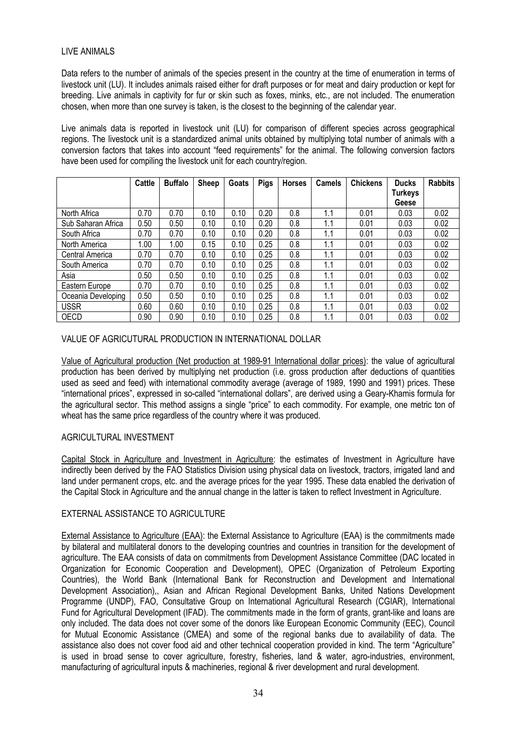## LIVE ANIMALS

Data refers to the number of animals of the species present in the country at the time of enumeration in terms of livestock unit (LU). It includes animals raised either for draft purposes or for meat and dairy production or kept for breeding. Live animals in captivity for fur or skin such as foxes, minks, etc., are not included. The enumeration chosen, when more than one survey is taken, is the closest to the beginning of the calendar year.

Live animals data is reported in livestock unit (LU) for comparison of different species across geographical regions. The livestock unit is a standardized animal units obtained by multiplying total number of animals with a conversion factors that takes into account "feed requirements" for the animal. The following conversion factors have been used for compiling the livestock unit for each country/region.

| | Cattle | Buffalo | Sheep | Goats | Pigs | Horses | Camels | Chickens | Ducks Turkeys Geese | Rabbits |
|---|---|---|---|---|---|---|---|---|---|---|
| North Africa | 0.70 | 0.70 | 0.10 | 0.10 | 0.20 | 0.8 | 1.1 | 0.01 | 0.03 | 0.02 |
| Sub Saharan Africa | 0.50 | 0.50 | 0.10 | 0.10 | 0.20 | 0.8 | 1.1 | 0.01 | 0.03 | 0.02 |
| South Africa | 0.70 | 0.70 | 0.10 | 0.10 | 0.20 | 0.8 | 1.1 | 0.01 | 0.03 | 0.02 |
| North America | 1.00 | 1.00 | 0.15 | 0.10 | 0.25 | 0.8 | 1.1 | 0.01 | 0.03 | 0.02 |
| Central America | 0.70 | 0.70 | 0.10 | 0.10 | 0.25 | 0.8 | 1.1 | 0.01 | 0.03 | 0.02 |
| South America | 0.70 | 0.70 | 0.10 | 0.10 | 0.25 | 0.8 | 1.1 | 0.01 | 0.03 | 0.02 |
| Asia | 0.50 | 0.50 | 0.10 | 0.10 | 0.25 | 0.8 | 1.1 | 0.01 | 0.03 | 0.02 |
| Eastern Europe | 0.70 | 0.70 | 0.10 | 0.10 | 0.25 | 0.8 | 1.1 | 0.01 | 0.03 | 0.02 |
| Oceania Developing | 0.50 | 0.50 | 0.10 | 0.10 | 0.25 | 0.8 | 1.1 | 0.01 | 0.03 | 0.02 |
| USSR | 0.60 | 0.60 | 0.10 | 0.10 | 0.25 | 0.8 | 1.1 | 0.01 | 0.03 | 0.02 |
| OECD | 0.90 | 0.90 | 0.10 | 0.10 | 0.25 | 0.8 | 1.1 | 0.01 | 0.03 | 0.02 |

## VALUE OF AGRICUTURAL PRODUCTION IN INTERNATIONAL DOLLAR

Value of Agricultural production (Net production at 1989-91 International dollar prices): the value of agricultural production has been derived by multiplying net production (i.e. gross production after deductions of quantities used as seed and feed) with international commodity average (average of 1989, 1990 and 1991) prices. These "international prices", expressed in so-called "international dollars", are derived using a Geary-Khamis formula for the agricultural sector. This method assigns a single "price" to each commodity. For example, one metric ton of wheat has the same price regardless of the country where it was produced.

## AGRICULTURAL INVESTMENT

Capital Stock in Agriculture and Investment in Agriculture: the estimates of Investment in Agriculture have indirectly been derived by the FAO Statistics Division using physical data on livestock, tractors, irrigated land and land under permanent crops, etc. and the average prices for the year 1995. These data enabled the derivation of the Capital Stock in Agriculture and the annual change in the latter is taken to reflect Investment in Agriculture.

## EXTERNAL ASSISTANCE TO AGRICULTURE

External Assistance to Agriculture (EAA): the External Assistance to Agriculture (EAA) is the commitments made by bilateral and multilateral donors to the developing countries and countries in transition for the development of agriculture. The EAA consists of data on commitments from Development Assistance Committee (DAC located in Organization for Economic Cooperation and Development), OPEC (Organization of Petroleum Exporting Countries), the World Bank (International Bank for Reconstruction and Development and International Development Association),, Asian and African Regional Development Banks, United Nations Development Programme (UNDP), FAO, Consultative Group on International Agricultural Research (CGIAR), International Fund for Agricultural Development (IFAD). The commitments made in the form of grants, grant-like and loans are only included. The data does not cover some of the donors like European Economic Community (EEC), Council for Mutual Economic Assistance (CMEA) and some of the regional banks due to availability of data. The assistance also does not cover food aid and other technical cooperation provided in kind. The term "Agriculture" is used in broad sense to cover agriculture, forestry, fisheries, land & water, agro-industries, environment, manufacturing of agricultural inputs & machineries, regional & river development and rural development.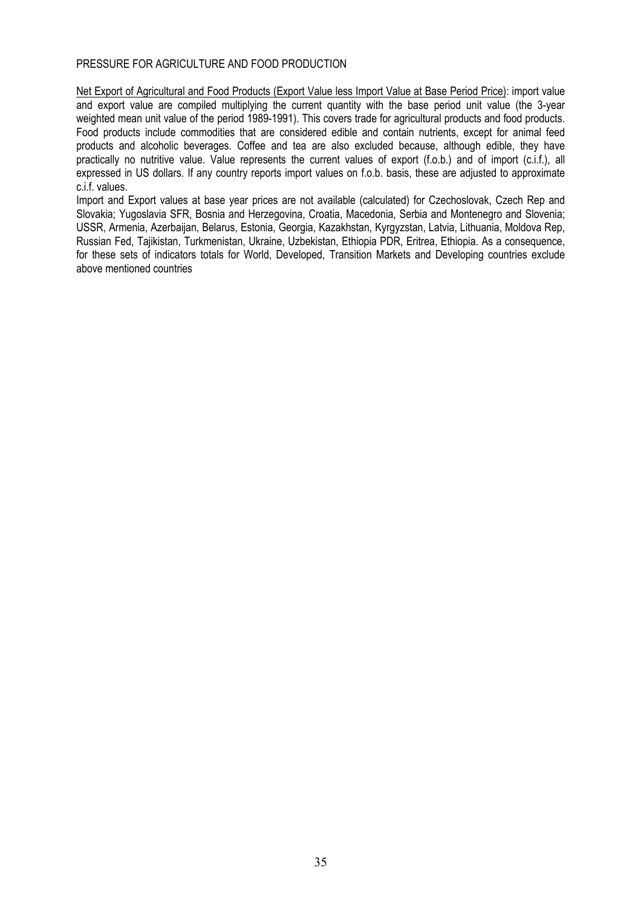PRESSURE FOR AGRICULTURE AND FOOD PRODUCTION

Net Export of Agricultural and Food Products (Export Value less Import Value at Base Period Price): import value and export value are compiled multiplying the current quantity with the base period unit value (the 3-year weighted mean unit value of the period 1989-1991). This covers trade for agricultural products and food products. Food products include commodities that are considered edible and contain nutrients, except for animal feed products and alcoholic beverages. Coffee and tea are also excluded because, although edible, they have practically no nutritive value. Value represents the current values of export (f.o.b.) and of import (c.i.f.), all expressed in US dollars. If any country reports import values on f.o.b. basis, these are adjusted to approximate c.i.f. values.

Import and Export values at base year prices are not available (calculated) for Czechoslovak, Czech Rep and Slovakia; Yugoslavia SFR, Bosnia and Herzegovina, Croatia, Macedonia, Serbia and Montenegro and Slovenia; USSR, Armenia, Azerbaijan, Belarus, Estonia, Georgia, Kazakhstan, Kyrgyzstan, Latvia, Lithuania, Moldova Rep, Russian Fed, Tajikistan, Turkmenistan, Ukraine, Uzbekistan, Ethiopia PDR, Eritrea, Ethiopia. As a consequence, for these sets of indicators totals for World, Developed, Transition Markets and Developing countries exclude above mentioned countries